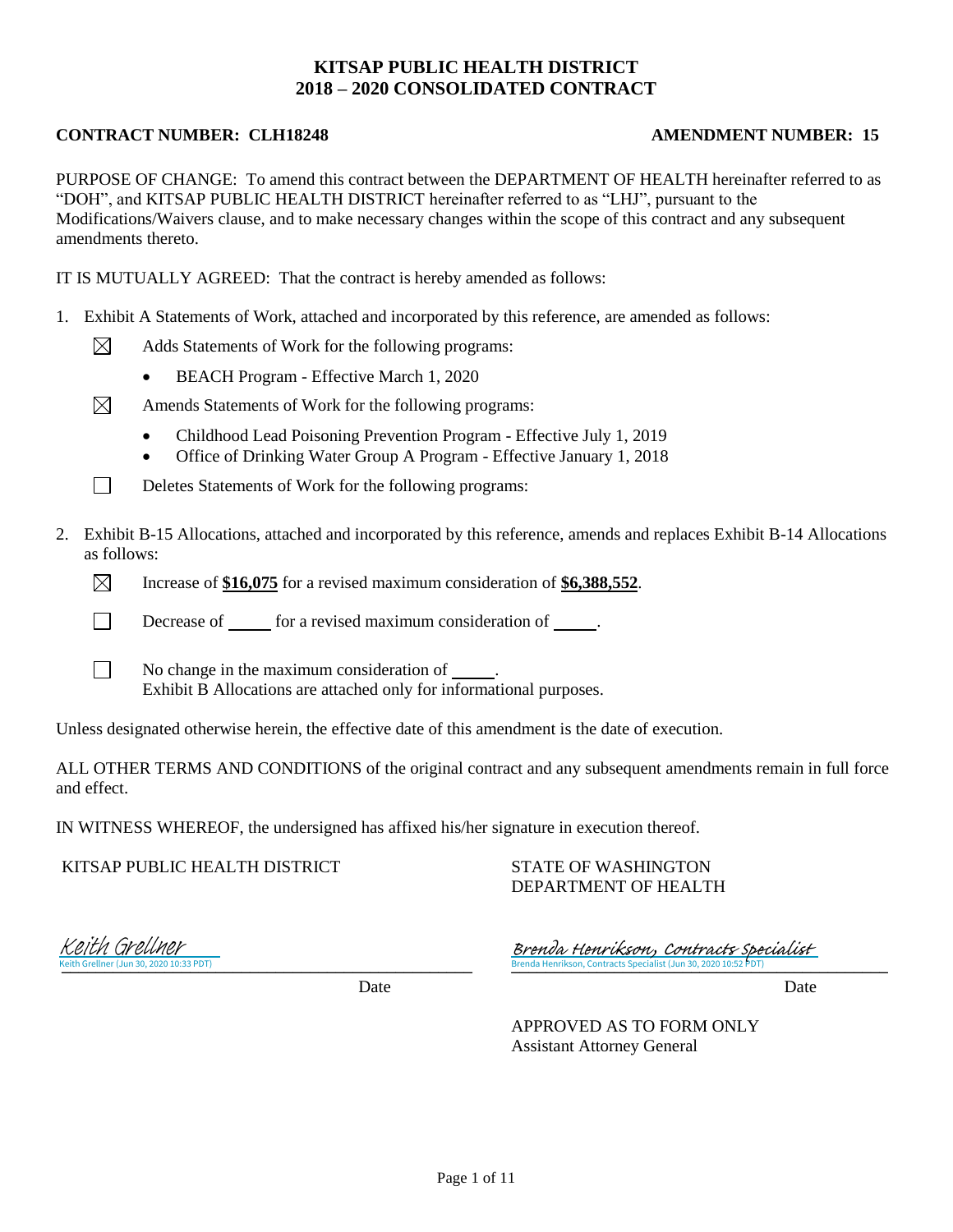# KITSAP PUBLIC HEALTH DISTRICT
# 2018 – 2020 CONSOLIDATED CONTRACT

**CONTRACT NUMBER: CLH18248** **AMENDMENT NUMBER: 15**

PURPOSE OF CHANGE: To amend this contract between the DEPARTMENT OF HEALTH hereinafter referred to as "DOH", and KITSAP PUBLIC HEALTH DISTRICT hereinafter referred to as "LHJ", pursuant to the Modifications/Waivers clause, and to make necessary changes within the scope of this contract and any subsequent amendments thereto.

IT IS MUTUALLY AGREED: That the contract is hereby amended as follows:

1. Exhibit A Statements of Work, attached and incorporated by this reference, are amended as follows:

   ☒ Adds Statements of Work for the following programs:

   - BEACH Program - Effective March 1, 2020

   ☒ Amends Statements of Work for the following programs:

   - Childhood Lead Poisoning Prevention Program - Effective July 1, 2019
   - Office of Drinking Water Group A Program - Effective January 1, 2018

   ☐ Deletes Statements of Work for the following programs:

2. Exhibit B-15 Allocations, attached and incorporated by this reference, amends and replaces Exhibit B-14 Allocations as follows:

   ☒ Increase of **$16,075** for a revised maximum consideration of **$6,388,552**.

   ☐ Decrease of _____ for a revised maximum consideration of _____.

   ☐ No change in the maximum consideration of _____.
   Exhibit B Allocations are attached only for informational purposes.

Unless designated otherwise herein, the effective date of this amendment is the date of execution.

ALL OTHER TERMS AND CONDITIONS of the original contract and any subsequent amendments remain in full force and effect.

IN WITNESS WHEREOF, the undersigned has affixed his/her signature in execution thereof.

| KITSAP PUBLIC HEALTH DISTRICT | STATE OF WASHINGTON DEPARTMENT OF HEALTH |
| --- | --- |
| *Keith Grellner* | *Brenda Henrikson, Contracts Specialist* |
| Keith Grellner (Jun 30, 2020 10:33 PDT) | Brenda Henrikson, Contracts Specialist (Jun 30, 2020 10:52 PDT) |
| Date | Date |
| | APPROVED AS TO FORM ONLY<br>Assistant Attorney General |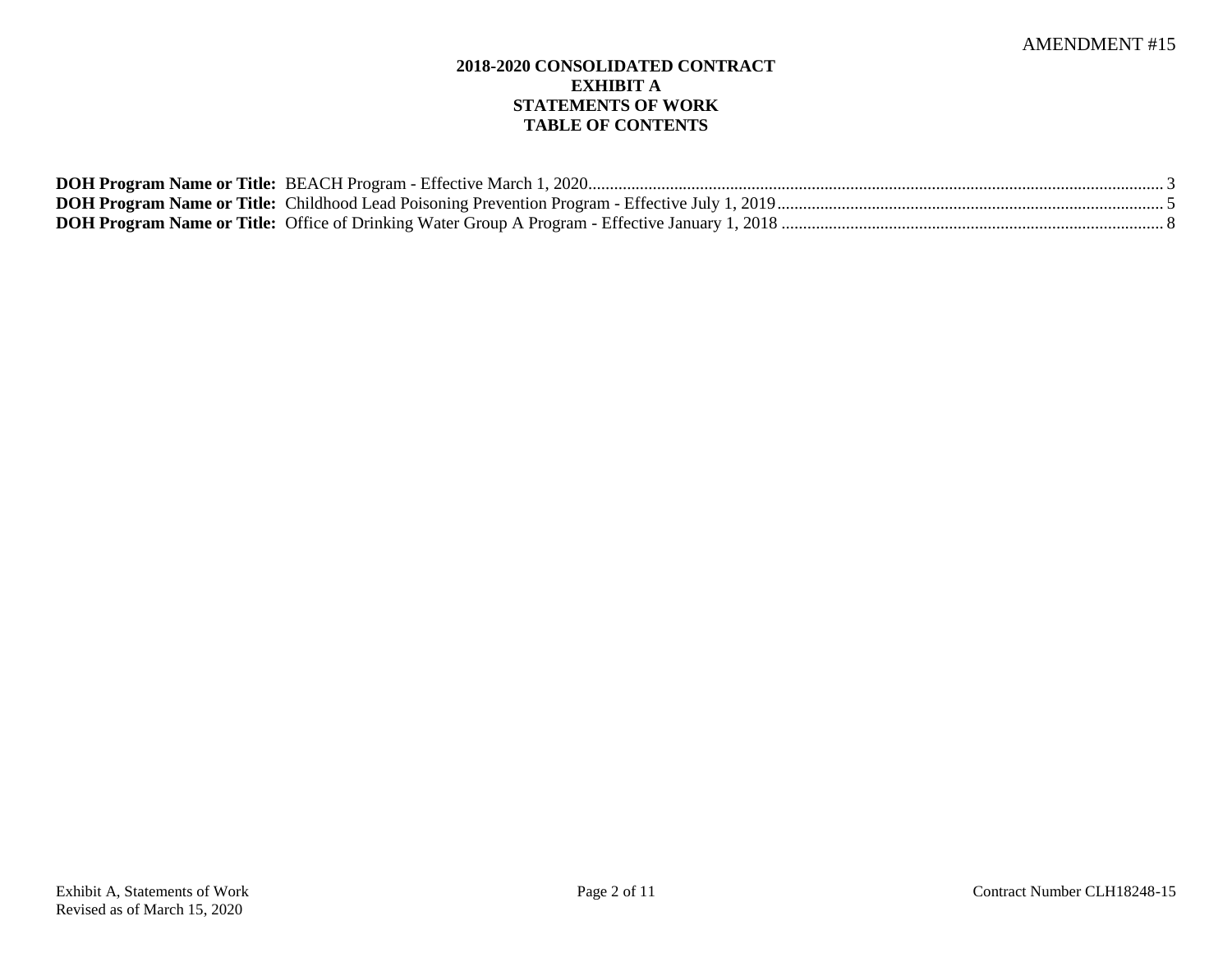AMENDMENT #15

**2018-2020 CONSOLIDATED CONTRACT**
**EXHIBIT A**
**STATEMENTS OF WORK**
**TABLE OF CONTENTS**

**DOH Program Name or Title:** BEACH Program - Effective March 1, 2020 ........ 3
**DOH Program Name or Title:** Childhood Lead Poisoning Prevention Program - Effective July 1, 2019 ........ 5
**DOH Program Name or Title:** Office of Drinking Water Group A Program - Effective January 1, 2018 ........ 8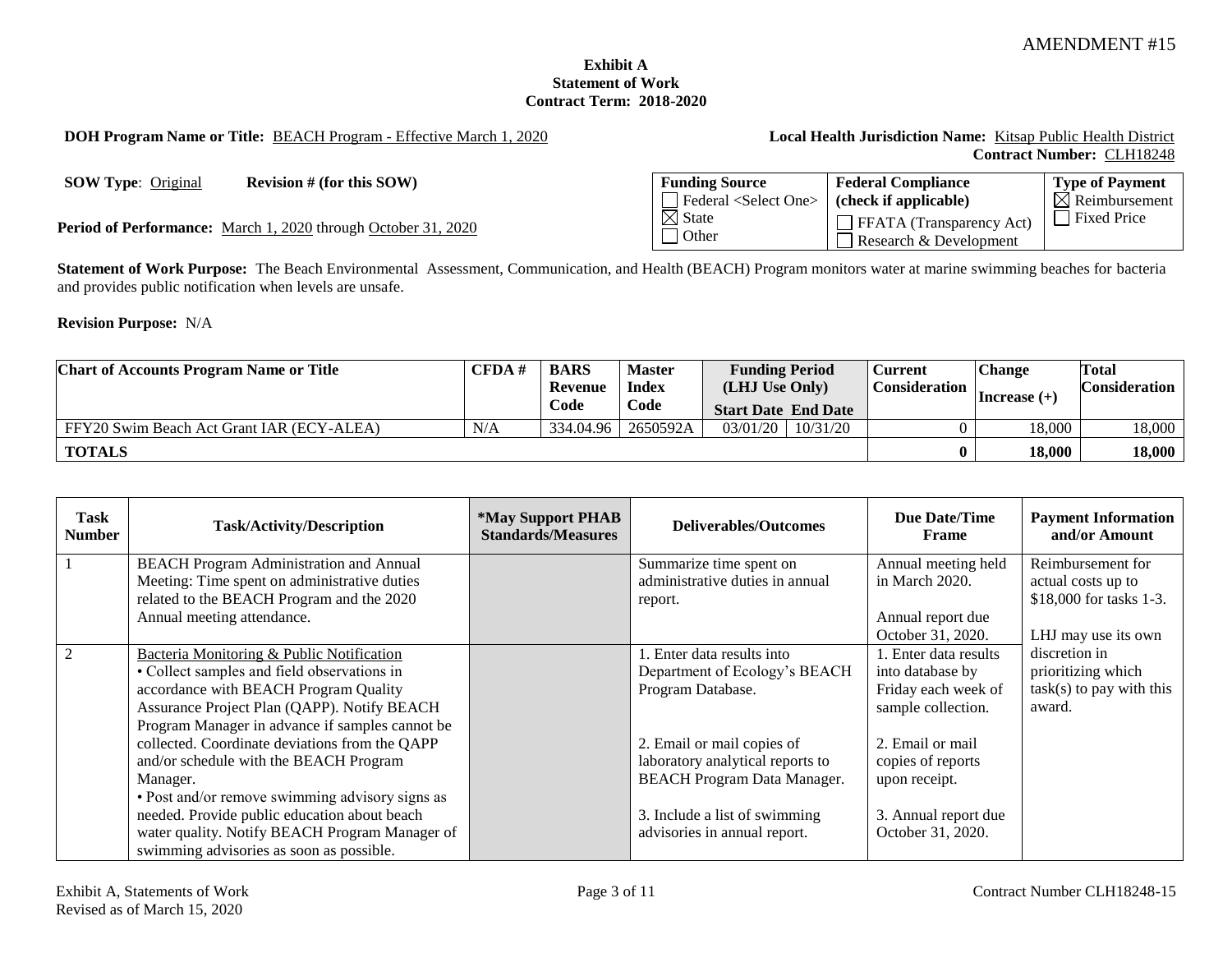AMENDMENT #15

**Exhibit A**
**Statement of Work**
**Contract Term: 2018-2020**

**DOH Program Name or Title:** BEACH Program - Effective March 1, 2020

**Local Health Jurisdiction Name:** Kitsap Public Health District
**Contract Number:** CLH18248

**SOW Type**: Original **Revision # (for this SOW)**

**Period of Performance:** March 1, 2020 through October 31, 2020

| Funding Source | Federal Compliance (check if applicable) | Type of Payment |
|---|---|---|
| ☐ Federal <Select One> | ☐ FFATA (Transparency Act) | ☒ Reimbursement |
| ☒ State | ☐ Research & Development | ☐ Fixed Price |
| ☐ Other | | |

**Statement of Work Purpose:** The Beach Environmental Assessment, Communication, and Health (BEACH) Program monitors water at marine swimming beaches for bacteria and provides public notification when levels are unsafe.

**Revision Purpose:** N/A

| Chart of Accounts Program Name or Title | CFDA # | BARS Revenue Code | Master Index Code | Funding Period (LHJ Use Only) Start Date | End Date | Current Consideration | Change Increase (+) | Total Consideration |
|---|---|---|---|---|---|---|---|---|
| FFY20 Swim Beach Act Grant IAR (ECY-ALEA) | N/A | 334.04.96 | 2650592A | 03/01/20 | 10/31/20 | 0 | 18,000 | 18,000 |
| **TOTALS** | | | | | | **0** | **18,000** | **18,000** |

| Task Number | Task/Activity/Description | *May Support PHAB Standards/Measures | Deliverables/Outcomes | Due Date/Time Frame | Payment Information and/or Amount |
|---|---|---|---|---|---|
| 1 | BEACH Program Administration and Annual Meeting: Time spent on administrative duties related to the BEACH Program and the 2020 Annual meeting attendance. | | Summarize time spent on administrative duties in annual report. | Annual meeting held in March 2020.<br><br>Annual report due October 31, 2020. | Reimbursement for actual costs up to $18,000 for tasks 1-3.<br><br>LHJ may use its own discretion in prioritizing which task(s) to pay with this award. |
| 2 | Bacteria Monitoring & Public Notification<br>• Collect samples and field observations in accordance with BEACH Program Quality Assurance Project Plan (QAPP). Notify BEACH Program Manager in advance if samples cannot be collected. Coordinate deviations from the QAPP and/or schedule with the BEACH Program Manager.<br>• Post and/or remove swimming advisory signs as needed. Provide public education about beach water quality. Notify BEACH Program Manager of swimming advisories as soon as possible. | | 1. Enter data results into Department of Ecology's BEACH Program Database.<br><br>2. Email or mail copies of laboratory analytical reports to BEACH Program Data Manager.<br><br>3. Include a list of swimming advisories in annual report. | 1. Enter data results into database by Friday each week of sample collection.<br><br>2. Email or mail copies of reports upon receipt.<br><br>3. Annual report due October 31, 2020. | |

Exhibit A, Statements of Work
Revised as of March 15, 2020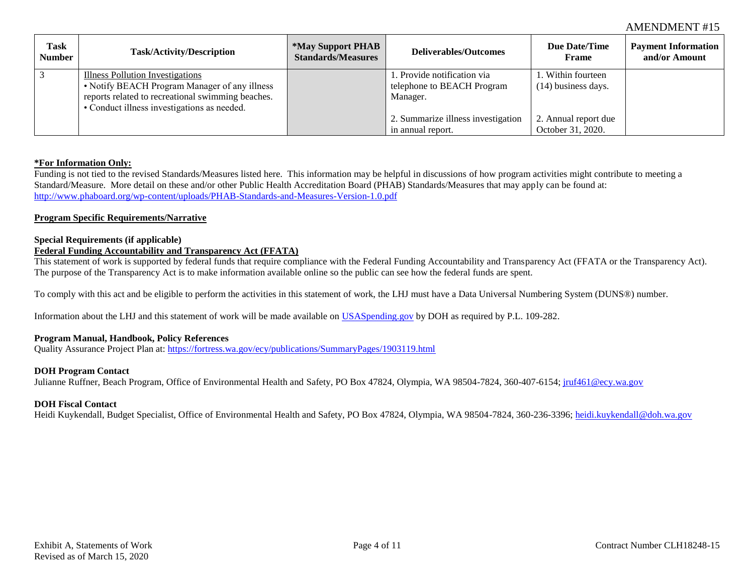AMENDMENT #15

| Task Number | Task/Activity/Description | *May Support PHAB Standards/Measures | Deliverables/Outcomes | Due Date/Time Frame | Payment Information and/or Amount |
|---|---|---|---|---|---|
| 3 | Illness Pollution Investigations<br>• Notify BEACH Program Manager of any illness reports related to recreational swimming beaches.<br>• Conduct illness investigations as needed. | | 1. Provide notification via telephone to BEACH Program Manager.<br><br>2. Summarize illness investigation in annual report. | 1. Within fourteen (14) business days.<br><br>2. Annual report due October 31, 2020. | |

**\*For Information Only:**

Funding is not tied to the revised Standards/Measures listed here. This information may be helpful in discussions of how program activities might contribute to meeting a Standard/Measure. More detail on these and/or other Public Health Accreditation Board (PHAB) Standards/Measures that may apply can be found at: http://www.phaboard.org/wp-content/uploads/PHAB-Standards-and-Measures-Version-1.0.pdf

**Program Specific Requirements/Narrative**

**Special Requirements (if applicable)**

**Federal Funding Accountability and Transparency Act (FFATA)**

This statement of work is supported by federal funds that require compliance with the Federal Funding Accountability and Transparency Act (FFATA or the Transparency Act). The purpose of the Transparency Act is to make information available online so the public can see how the federal funds are spent.

To comply with this act and be eligible to perform the activities in this statement of work, the LHJ must have a Data Universal Numbering System (DUNS®) number.

Information about the LHJ and this statement of work will be made available on USASpending.gov by DOH as required by P.L. 109-282.

**Program Manual, Handbook, Policy References**

Quality Assurance Project Plan at: https://fortress.wa.gov/ecy/publications/SummaryPages/1903119.html

**DOH Program Contact**

Julianne Ruffner, Beach Program, Office of Environmental Health and Safety, PO Box 47824, Olympia, WA 98504-7824, 360-407-6154; jruf461@ecy.wa.gov

**DOH Fiscal Contact**

Heidi Kuykendall, Budget Specialist, Office of Environmental Health and Safety, PO Box 47824, Olympia, WA 98504-7824, 360-236-3396; heidi.kuykendall@doh.wa.gov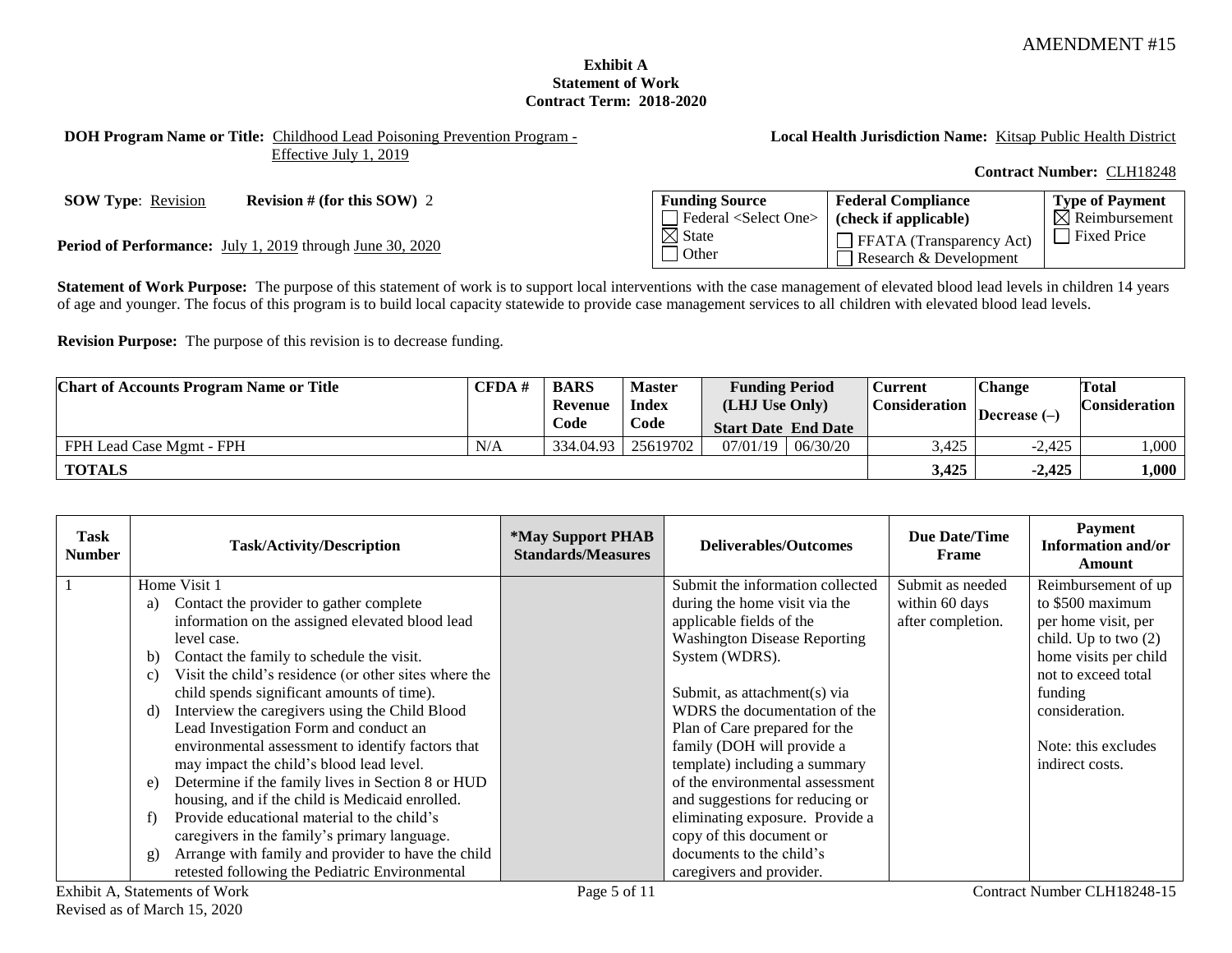AMENDMENT #15

**Exhibit A**
**Statement of Work**
**Contract Term: 2018-2020**

**DOH Program Name or Title:** Childhood Lead Poisoning Prevention Program - Effective July 1, 2019

**Local Health Jurisdiction Name:** Kitsap Public Health District

**Contract Number:** CLH18248

**SOW Type**: Revision **Revision # (for this SOW)** 2

**Period of Performance:** July 1, 2019 through June 30, 2020

| Funding Source | Federal Compliance (check if applicable) | Type of Payment |
|---|---|---|
| ☐ Federal <Select One> ☒ State ☐ Other | ☐ FFATA (Transparency Act) ☐ Research & Development | ☒ Reimbursement ☐ Fixed Price |

**Statement of Work Purpose:** The purpose of this statement of work is to support local interventions with the case management of elevated blood lead levels in children 14 years of age and younger. The focus of this program is to build local capacity statewide to provide case management services to all children with elevated blood lead levels.

**Revision Purpose:** The purpose of this revision is to decrease funding.

| Chart of Accounts Program Name or Title | CFDA # | BARS Revenue Code | Master Index Code | Funding Period (LHJ Use Only) Start Date | End Date | Current Consideration | Change Decrease (–) | Total Consideration |
|---|---|---|---|---|---|---|---|---|
| FPH Lead Case Mgmt - FPH | N/A | 334.04.93 | 25619702 | 07/01/19 | 06/30/20 | 3,425 | -2,425 | 1,000 |
| **TOTALS** | | | | | | **3,425** | **-2,425** | **1,000** |

| Task Number | Task/Activity/Description | *May Support PHAB Standards/Measures | Deliverables/Outcomes | Due Date/Time Frame | Payment Information and/or Amount |
|---|---|---|---|---|---|
| 1 | Home Visit 1<br>a) Contact the provider to gather complete information on the assigned elevated blood lead level case.<br>b) Contact the family to schedule the visit.<br>c) Visit the child's residence (or other sites where the child spends significant amounts of time).<br>d) Interview the caregivers using the Child Blood Lead Investigation Form and conduct an environmental assessment to identify factors that may impact the child's blood lead level.<br>e) Determine if the family lives in Section 8 or HUD housing, and if the child is Medicaid enrolled.<br>f) Provide educational material to the child's caregivers in the family's primary language.<br>g) Arrange with family and provider to have the child retested following the Pediatric Environmental | | Submit the information collected during the home visit via the applicable fields of the Washington Disease Reporting System (WDRS).<br><br>Submit, as attachment(s) via WDRS the documentation of the Plan of Care prepared for the family (DOH will provide a template) including a summary of the environmental assessment and suggestions for reducing or eliminating exposure. Provide a copy of this document or documents to the child's caregivers and provider. | Submit as needed within 60 days after completion. | Reimbursement of up to $500 maximum per home visit, per child. Up to two (2) home visits per child not to exceed total funding consideration.<br><br>Note: this excludes indirect costs. |

Exhibit A, Statements of Work
Revised as of March 15, 2020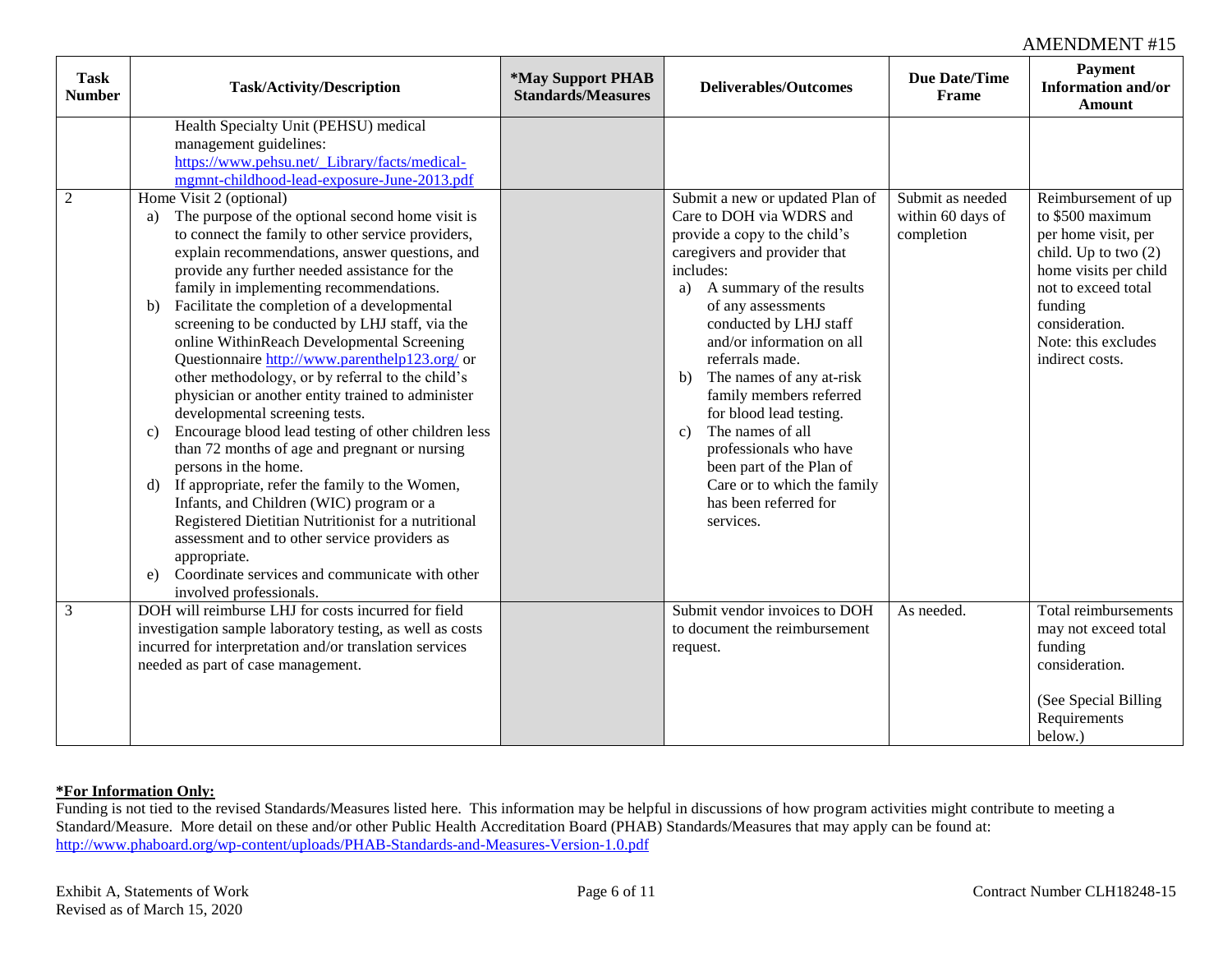| Task Number | Task/Activity/Description | *May Support PHAB Standards/Measures | Deliverables/Outcomes | Due Date/Time Frame | Payment Information and/or Amount |
|---|---|---|---|---|---|
| | Health Specialty Unit (PEHSU) medical management guidelines: https://www.pehsu.net/_Library/facts/medical-mgmnt-childhood-lead-exposure-June-2013.pdf | | | | |
| 2 | Home Visit 2 (optional)<br>a) The purpose of the optional second home visit is to connect the family to other service providers, explain recommendations, answer questions, and provide any further needed assistance for the family in implementing recommendations.<br>b) Facilitate the completion of a developmental screening to be conducted by LHJ staff, via the online WithinReach Developmental Screening Questionnaire http://www.parenthelp123.org/ or other methodology, or by referral to the child's physician or another entity trained to administer developmental screening tests.<br>c) Encourage blood lead testing of other children less than 72 months of age and pregnant or nursing persons in the home.<br>d) If appropriate, refer the family to the Women, Infants, and Children (WIC) program or a Registered Dietitian Nutritionist for a nutritional assessment and to other service providers as appropriate.<br>e) Coordinate services and communicate with other involved professionals. | | Submit a new or updated Plan of Care to DOH via WDRS and provide a copy to the child's caregivers and provider that includes:<br>a) A summary of the results of any assessments conducted by LHJ staff and/or information on all referrals made.<br>b) The names of any at-risk family members referred for blood lead testing.<br>c) The names of all professionals who have been part of the Plan of Care or to which the family has been referred for services. | Submit as needed within 60 days of completion | Reimbursement of up to $500 maximum per home visit, per child. Up to two (2) home visits per child not to exceed total funding consideration. Note: this excludes indirect costs. |
| 3 | DOH will reimburse LHJ for costs incurred for field investigation sample laboratory testing, as well as costs incurred for interpretation and/or translation services needed as part of case management. | | Submit vendor invoices to DOH to document the reimbursement request. | As needed. | Total reimbursements may not exceed total funding consideration.<br><br>(See Special Billing Requirements below.) |

**\*For Information Only:**
Funding is not tied to the revised Standards/Measures listed here. This information may be helpful in discussions of how program activities might contribute to meeting a Standard/Measure. More detail on these and/or other Public Health Accreditation Board (PHAB) Standards/Measures that may apply can be found at: http://www.phaboard.org/wp-content/uploads/PHAB-Standards-and-Measures-Version-1.0.pdf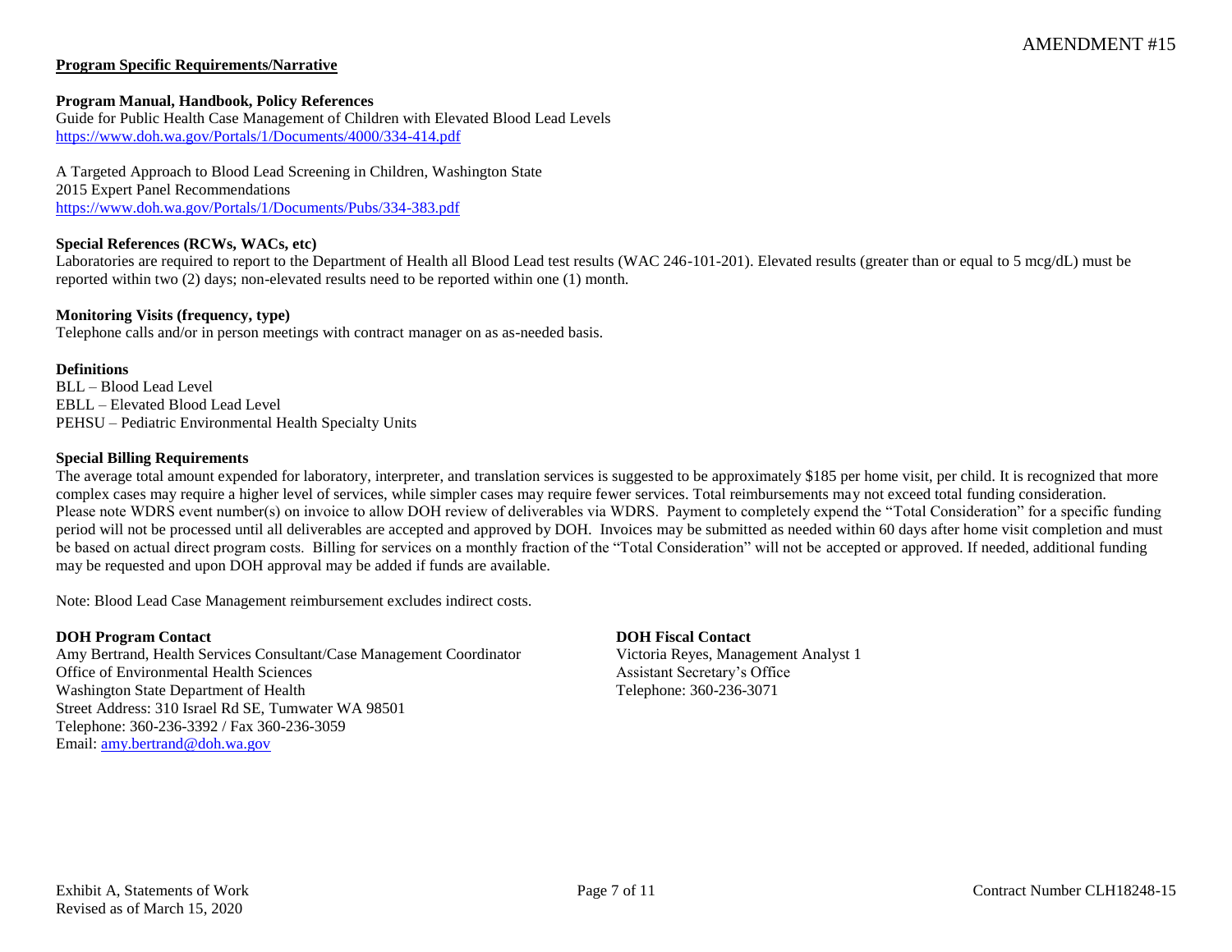**Program Specific Requirements/Narrative**

**Program Manual, Handbook, Policy References**

Guide for Public Health Case Management of Children with Elevated Blood Lead Levels
https://www.doh.wa.gov/Portals/1/Documents/4000/334-414.pdf

A Targeted Approach to Blood Lead Screening in Children, Washington State
2015 Expert Panel Recommendations
https://www.doh.wa.gov/Portals/1/Documents/Pubs/334-383.pdf

**Special References (RCWs, WACs, etc)**

Laboratories are required to report to the Department of Health all Blood Lead test results (WAC 246-101-201). Elevated results (greater than or equal to 5 mcg/dL) must be reported within two (2) days; non-elevated results need to be reported within one (1) month.

**Monitoring Visits (frequency, type)**

Telephone calls and/or in person meetings with contract manager on as as-needed basis.

**Definitions**

BLL – Blood Lead Level
EBLL – Elevated Blood Lead Level
PEHSU – Pediatric Environmental Health Specialty Units

**Special Billing Requirements**

The average total amount expended for laboratory, interpreter, and translation services is suggested to be approximately $185 per home visit, per child. It is recognized that more complex cases may require a higher level of services, while simpler cases may require fewer services. Total reimbursements may not exceed total funding consideration. Please note WDRS event number(s) on invoice to allow DOH review of deliverables via WDRS. Payment to completely expend the "Total Consideration" for a specific funding period will not be processed until all deliverables are accepted and approved by DOH. Invoices may be submitted as needed within 60 days after home visit completion and must be based on actual direct program costs. Billing for services on a monthly fraction of the "Total Consideration" will not be accepted or approved. If needed, additional funding may be requested and upon DOH approval may be added if funds are available.

Note: Blood Lead Case Management reimbursement excludes indirect costs.

**DOH Program Contact**

Amy Bertrand, Health Services Consultant/Case Management Coordinator
Office of Environmental Health Sciences
Washington State Department of Health
Street Address: 310 Israel Rd SE, Tumwater WA 98501
Telephone: 360-236-3392 / Fax 360-236-3059
Email: amy.bertrand@doh.wa.gov

**DOH Fiscal Contact**

Victoria Reyes, Management Analyst 1
Assistant Secretary's Office
Telephone: 360-236-3071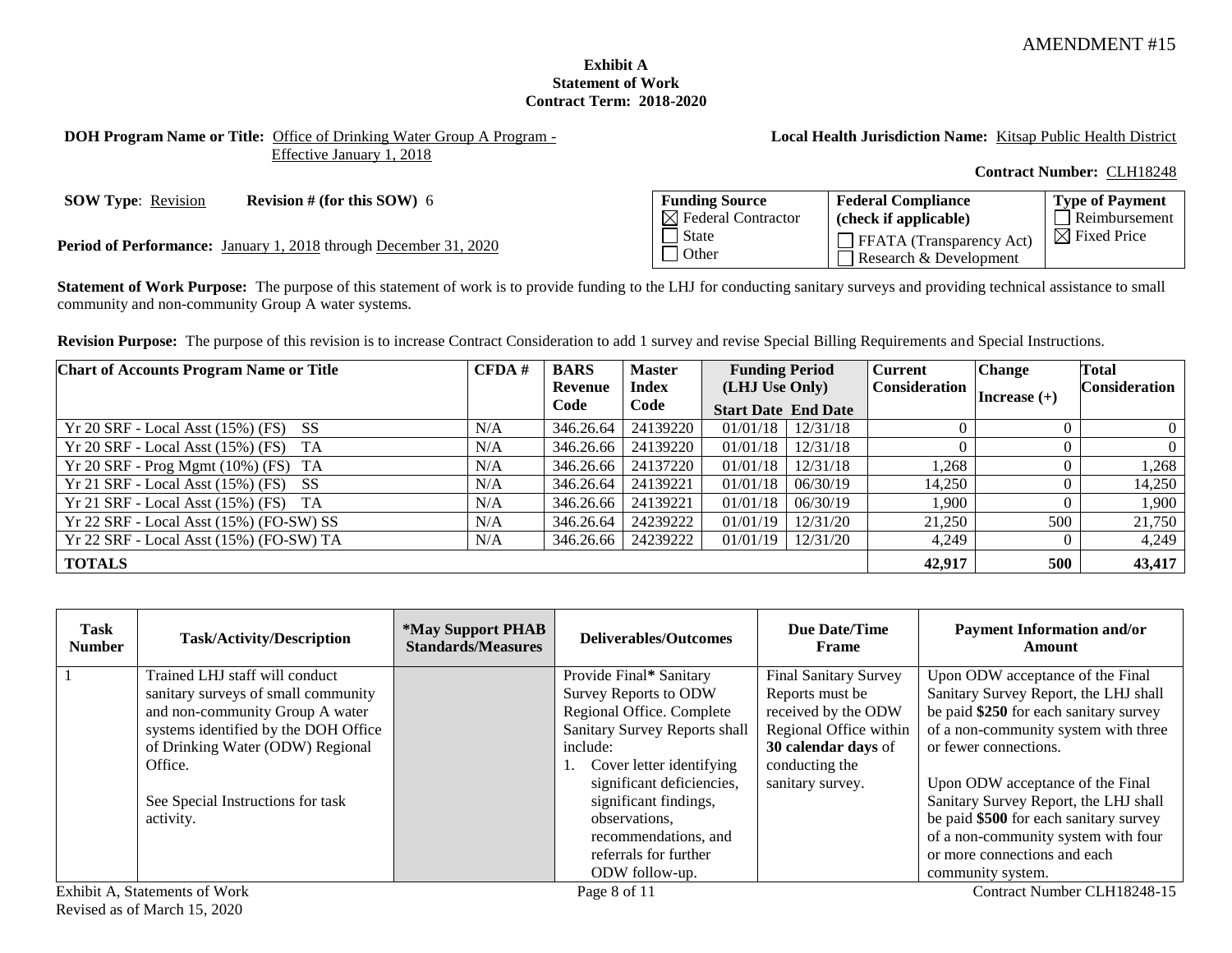AMENDMENT #15

**Exhibit A**
**Statement of Work**
**Contract Term: 2018-2020**

**DOH Program Name or Title:** Office of Drinking Water Group A Program - Effective January 1, 2018

**Local Health Jurisdiction Name:** Kitsap Public Health District

**Contract Number:** CLH18248

**SOW Type**: Revision **Revision # (for this SOW)** 6

**Period of Performance:** January 1, 2018 through December 31, 2020

| Funding Source | Federal Compliance (check if applicable) | Type of Payment |
|---|---|---|
| ☒ Federal Contractor<br>☐ State<br>☐ Other | ☐ FFATA (Transparency Act)<br>☐ Research & Development | ☐ Reimbursement<br>☒ Fixed Price |

**Statement of Work Purpose:** The purpose of this statement of work is to provide funding to the LHJ for conducting sanitary surveys and providing technical assistance to small community and non-community Group A water systems.

**Revision Purpose:** The purpose of this revision is to increase Contract Consideration to add 1 survey and revise Special Billing Requirements and Special Instructions.

| Chart of Accounts Program Name or Title | CFDA # | BARS Revenue Code | Master Index Code | Funding Period (LHJ Use Only) | | Current Consideration | Change Increase (+) | Total Consideration |
|---|---|---|---|---|---|---|---|---|
| | | | | Start Date | End Date | | | |
| Yr 20 SRF - Local Asst (15%) (FS) SS | N/A | 346.26.64 | 24139220 | 01/01/18 | 12/31/18 | 0 | 0 | 0 |
| Yr 20 SRF - Local Asst (15%) (FS) TA | N/A | 346.26.66 | 24139220 | 01/01/18 | 12/31/18 | 0 | 0 | 0 |
| Yr 20 SRF - Prog Mgmt (10%) (FS) TA | N/A | 346.26.66 | 24137220 | 01/01/18 | 12/31/18 | 1,268 | 0 | 1,268 |
| Yr 21 SRF - Local Asst (15%) (FS) SS | N/A | 346.26.64 | 24139221 | 01/01/18 | 06/30/19 | 14,250 | 0 | 14,250 |
| Yr 21 SRF - Local Asst (15%) (FS) TA | N/A | 346.26.66 | 24139221 | 01/01/18 | 06/30/19 | 1,900 | 0 | 1,900 |
| Yr 22 SRF - Local Asst (15%) (FO-SW) SS | N/A | 346.26.64 | 24239222 | 01/01/19 | 12/31/20 | 21,250 | 500 | 21,750 |
| Yr 22 SRF - Local Asst (15%) (FO-SW) TA | N/A | 346.26.66 | 24239222 | 01/01/19 | 12/31/20 | 4,249 | 0 | 4,249 |
| **TOTALS** | | | | | | **42,917** | **500** | **43,417** |

| Task Number | Task/Activity/Description | *May Support PHAB Standards/Measures | Deliverables/Outcomes | Due Date/Time Frame | Payment Information and/or Amount |
|---|---|---|---|---|---|
| 1 | Trained LHJ staff will conduct sanitary surveys of small community and non-community Group A water systems identified by the DOH Office of Drinking Water (ODW) Regional Office.<br><br>See Special Instructions for task activity. | | Provide Final* Sanitary Survey Reports to ODW Regional Office. Complete Sanitary Survey Reports shall include:<br>1. Cover letter identifying significant deficiencies, significant findings, observations, recommendations, and referrals for further ODW follow-up. | Final Sanitary Survey Reports must be received by the ODW Regional Office within **30 calendar days** of conducting the sanitary survey. | Upon ODW acceptance of the Final Sanitary Survey Report, the LHJ shall be paid **$250** for each sanitary survey of a non-community system with three or fewer connections.<br><br>Upon ODW acceptance of the Final Sanitary Survey Report, the LHJ shall be paid **$500** for each sanitary survey of a non-community system with four or more connections and each community system. |

Exhibit A, Statements of Work
Revised as of March 15, 2020

Contract Number CLH18248-15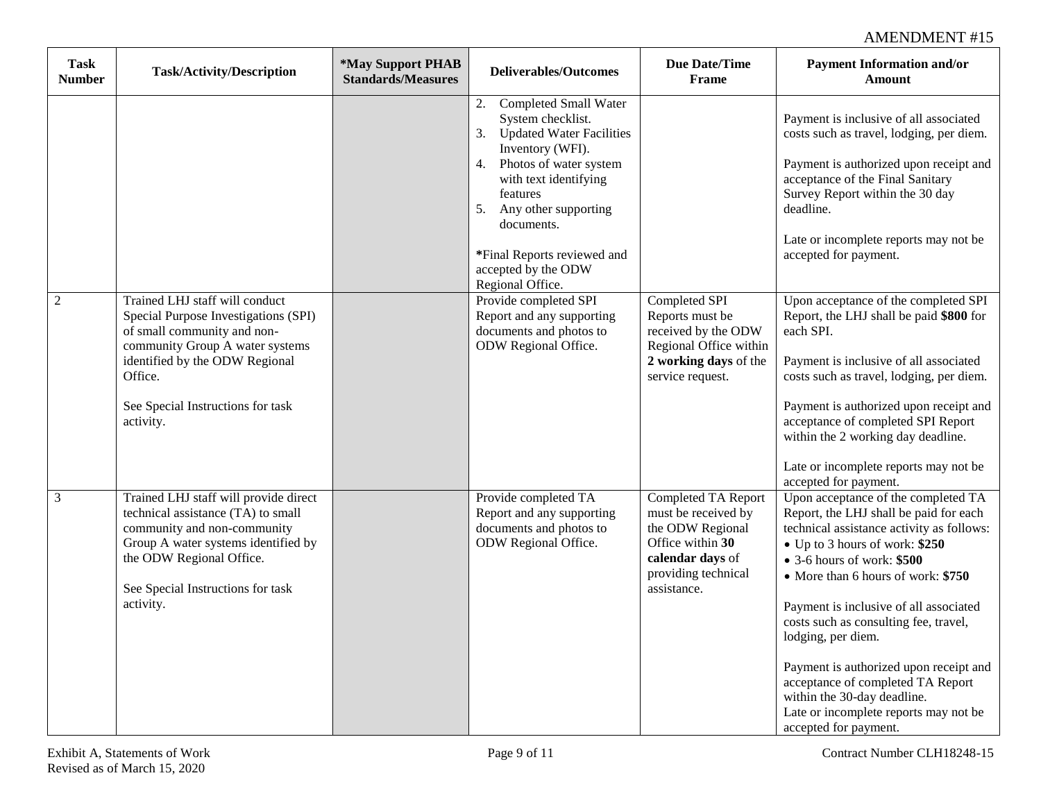AMENDMENT #15

| Task Number | Task/Activity/Description | *May Support PHAB Standards/Measures | Deliverables/Outcomes | Due Date/Time Frame | Payment Information and/or Amount |
|---|---|---|---|---|---|
| | | | 2. Completed Small Water System checklist.<br>3. Updated Water Facilities Inventory (WFI).<br>4. Photos of water system with text identifying features<br>5. Any other supporting documents.<br><br>*Final Reports reviewed and accepted by the ODW Regional Office. | | Payment is inclusive of all associated costs such as travel, lodging, per diem.<br><br>Payment is authorized upon receipt and acceptance of the Final Sanitary Survey Report within the 30 day deadline.<br><br>Late or incomplete reports may not be accepted for payment. |
| 2 | Trained LHJ staff will conduct Special Purpose Investigations (SPI) of small community and non-community Group A water systems identified by the ODW Regional Office.<br><br>See Special Instructions for task activity. | | Provide completed SPI Report and any supporting documents and photos to ODW Regional Office. | Completed SPI Reports must be received by the ODW Regional Office within **2 working days** of the service request. | Upon acceptance of the completed SPI Report, the LHJ shall be paid **$800** for each SPI.<br><br>Payment is inclusive of all associated costs such as travel, lodging, per diem.<br><br>Payment is authorized upon receipt and acceptance of completed SPI Report within the 2 working day deadline.<br><br>Late or incomplete reports may not be accepted for payment. |
| 3 | Trained LHJ staff will provide direct technical assistance (TA) to small community and non-community Group A water systems identified by the ODW Regional Office.<br><br>See Special Instructions for task activity. | | Provide completed TA Report and any supporting documents and photos to ODW Regional Office. | Completed TA Report must be received by the ODW Regional Office within **30 calendar days** of providing technical assistance. | Upon acceptance of the completed TA Report, the LHJ shall be paid for each technical assistance activity as follows:<br>• Up to 3 hours of work: **$250**<br>• 3-6 hours of work: **$500**<br>• More than 6 hours of work: **$750**<br><br>Payment is inclusive of all associated costs such as consulting fee, travel, lodging, per diem.<br><br>Payment is authorized upon receipt and acceptance of completed TA Report within the 30-day deadline.<br>Late or incomplete reports may not be accepted for payment. |

Exhibit A, Statements of Work
Revised as of March 15, 2020

Contract Number CLH18248-15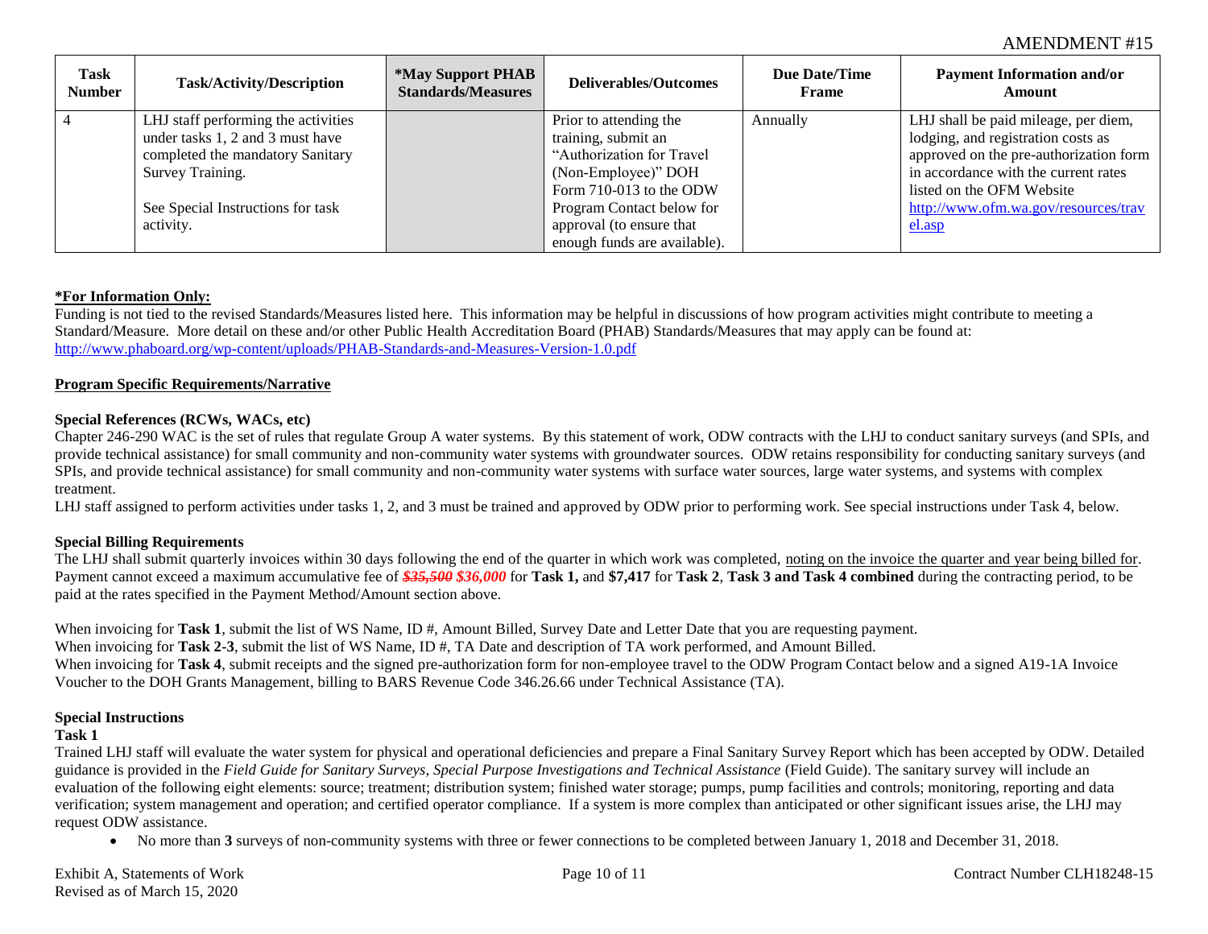| Task Number | Task/Activity/Description | *May Support PHAB Standards/Measures | Deliverables/Outcomes | Due Date/Time Frame | Payment Information and/or Amount |
|---|---|---|---|---|---|
| 4 | LHJ staff performing the activities under tasks 1, 2 and 3 must have completed the mandatory Sanitary Survey Training.<br><br>See Special Instructions for task activity. | | Prior to attending the training, submit an "Authorization for Travel (Non-Employee)" DOH Form 710-013 to the ODW Program Contact below for approval (to ensure that enough funds are available). | Annually | LHJ shall be paid mileage, per diem, lodging, and registration costs as approved on the pre-authorization form in accordance with the current rates listed on the OFM Website http://www.ofm.wa.gov/resources/travel.asp |

**\*For Information Only:**

Funding is not tied to the revised Standards/Measures listed here. This information may be helpful in discussions of how program activities might contribute to meeting a Standard/Measure. More detail on these and/or other Public Health Accreditation Board (PHAB) Standards/Measures that may apply can be found at: http://www.phaboard.org/wp-content/uploads/PHAB-Standards-and-Measures-Version-1.0.pdf

**Program Specific Requirements/Narrative**

**Special References (RCWs, WACs, etc)**

Chapter 246-290 WAC is the set of rules that regulate Group A water systems. By this statement of work, ODW contracts with the LHJ to conduct sanitary surveys (and SPIs, and provide technical assistance) for small community and non-community water systems with groundwater sources. ODW retains responsibility for conducting sanitary surveys (and SPIs, and provide technical assistance) for small community and non-community water systems with surface water sources, large water systems, and systems with complex treatment.

LHJ staff assigned to perform activities under tasks 1, 2, and 3 must be trained and approved by ODW prior to performing work. See special instructions under Task 4, below.

**Special Billing Requirements**

The LHJ shall submit quarterly invoices within 30 days following the end of the quarter in which work was completed, noting on the invoice the quarter and year being billed for. Payment cannot exceed a maximum accumulative fee of ~~***$35,500***~~ ***$36,000*** for **Task 1,** and **$7,417** for **Task 2**, **Task 3 and Task 4 combined** during the contracting period, to be paid at the rates specified in the Payment Method/Amount section above.

When invoicing for **Task 1**, submit the list of WS Name, ID #, Amount Billed, Survey Date and Letter Date that you are requesting payment.
When invoicing for **Task 2-3**, submit the list of WS Name, ID #, TA Date and description of TA work performed, and Amount Billed.
When invoicing for **Task 4**, submit receipts and the signed pre-authorization form for non-employee travel to the ODW Program Contact below and a signed A19-1A Invoice Voucher to the DOH Grants Management, billing to BARS Revenue Code 346.26.66 under Technical Assistance (TA).

**Special Instructions**

**Task 1**

Trained LHJ staff will evaluate the water system for physical and operational deficiencies and prepare a Final Sanitary Survey Report which has been accepted by ODW. Detailed guidance is provided in the *Field Guide for Sanitary Surveys, Special Purpose Investigations and Technical Assistance* (Field Guide). The sanitary survey will include an evaluation of the following eight elements: source; treatment; distribution system; finished water storage; pumps, pump facilities and controls; monitoring, reporting and data verification; system management and operation; and certified operator compliance. If a system is more complex than anticipated or other significant issues arise, the LHJ may request ODW assistance.

- No more than **3** surveys of non-community systems with three or fewer connections to be completed between January 1, 2018 and December 31, 2018.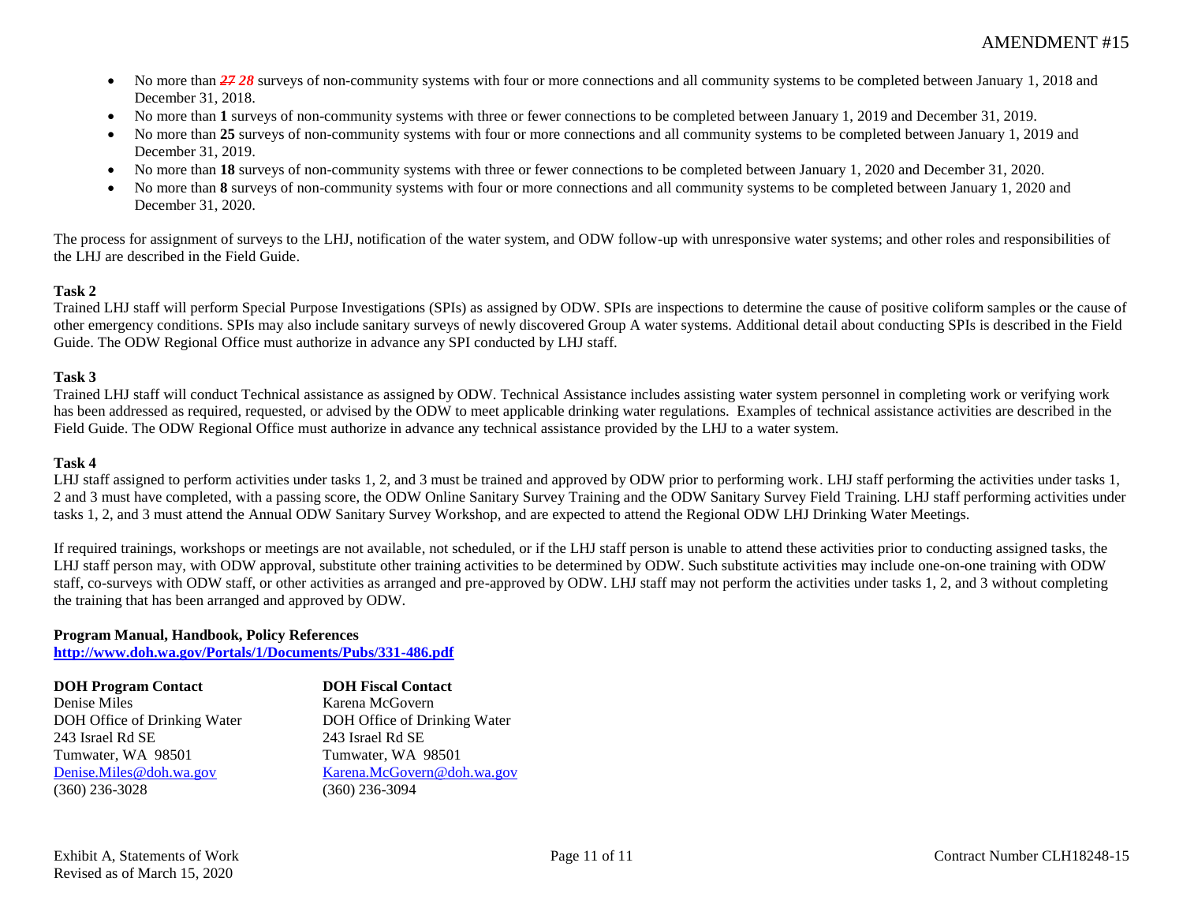- No more than ~~*27*~~ ***28*** surveys of non-community systems with four or more connections and all community systems to be completed between January 1, 2018 and December 31, 2018.
- No more than **1** surveys of non-community systems with three or fewer connections to be completed between January 1, 2019 and December 31, 2019.
- No more than **25** surveys of non-community systems with four or more connections and all community systems to be completed between January 1, 2019 and December 31, 2019.
- No more than **18** surveys of non-community systems with three or fewer connections to be completed between January 1, 2020 and December 31, 2020.
- No more than **8** surveys of non-community systems with four or more connections and all community systems to be completed between January 1, 2020 and December 31, 2020.

The process for assignment of surveys to the LHJ, notification of the water system, and ODW follow-up with unresponsive water systems; and other roles and responsibilities of the LHJ are described in the Field Guide.

**Task 2**
Trained LHJ staff will perform Special Purpose Investigations (SPIs) as assigned by ODW. SPIs are inspections to determine the cause of positive coliform samples or the cause of other emergency conditions. SPIs may also include sanitary surveys of newly discovered Group A water systems. Additional detail about conducting SPIs is described in the Field Guide. The ODW Regional Office must authorize in advance any SPI conducted by LHJ staff.

**Task 3**
Trained LHJ staff will conduct Technical assistance as assigned by ODW. Technical Assistance includes assisting water system personnel in completing work or verifying work has been addressed as required, requested, or advised by the ODW to meet applicable drinking water regulations. Examples of technical assistance activities are described in the Field Guide. The ODW Regional Office must authorize in advance any technical assistance provided by the LHJ to a water system.

**Task 4**
LHJ staff assigned to perform activities under tasks 1, 2, and 3 must be trained and approved by ODW prior to performing work. LHJ staff performing the activities under tasks 1, 2 and 3 must have completed, with a passing score, the ODW Online Sanitary Survey Training and the ODW Sanitary Survey Field Training. LHJ staff performing activities under tasks 1, 2, and 3 must attend the Annual ODW Sanitary Survey Workshop, and are expected to attend the Regional ODW LHJ Drinking Water Meetings.

If required trainings, workshops or meetings are not available, not scheduled, or if the LHJ staff person is unable to attend these activities prior to conducting assigned tasks, the LHJ staff person may, with ODW approval, substitute other training activities to be determined by ODW. Such substitute activities may include one-on-one training with ODW staff, co-surveys with ODW staff, or other activities as arranged and pre-approved by ODW. LHJ staff may not perform the activities under tasks 1, 2, and 3 without completing the training that has been arranged and approved by ODW.

**Program Manual, Handbook, Policy References**
**http://www.doh.wa.gov/Portals/1/Documents/Pubs/331-486.pdf**

**DOH Program Contact**
Denise Miles
DOH Office of Drinking Water
243 Israel Rd SE
Tumwater, WA 98501
Denise.Miles@doh.wa.gov
(360) 236-3028

**DOH Fiscal Contact**
Karena McGovern
DOH Office of Drinking Water
243 Israel Rd SE
Tumwater, WA 98501
Karena.McGovern@doh.wa.gov
(360) 236-3094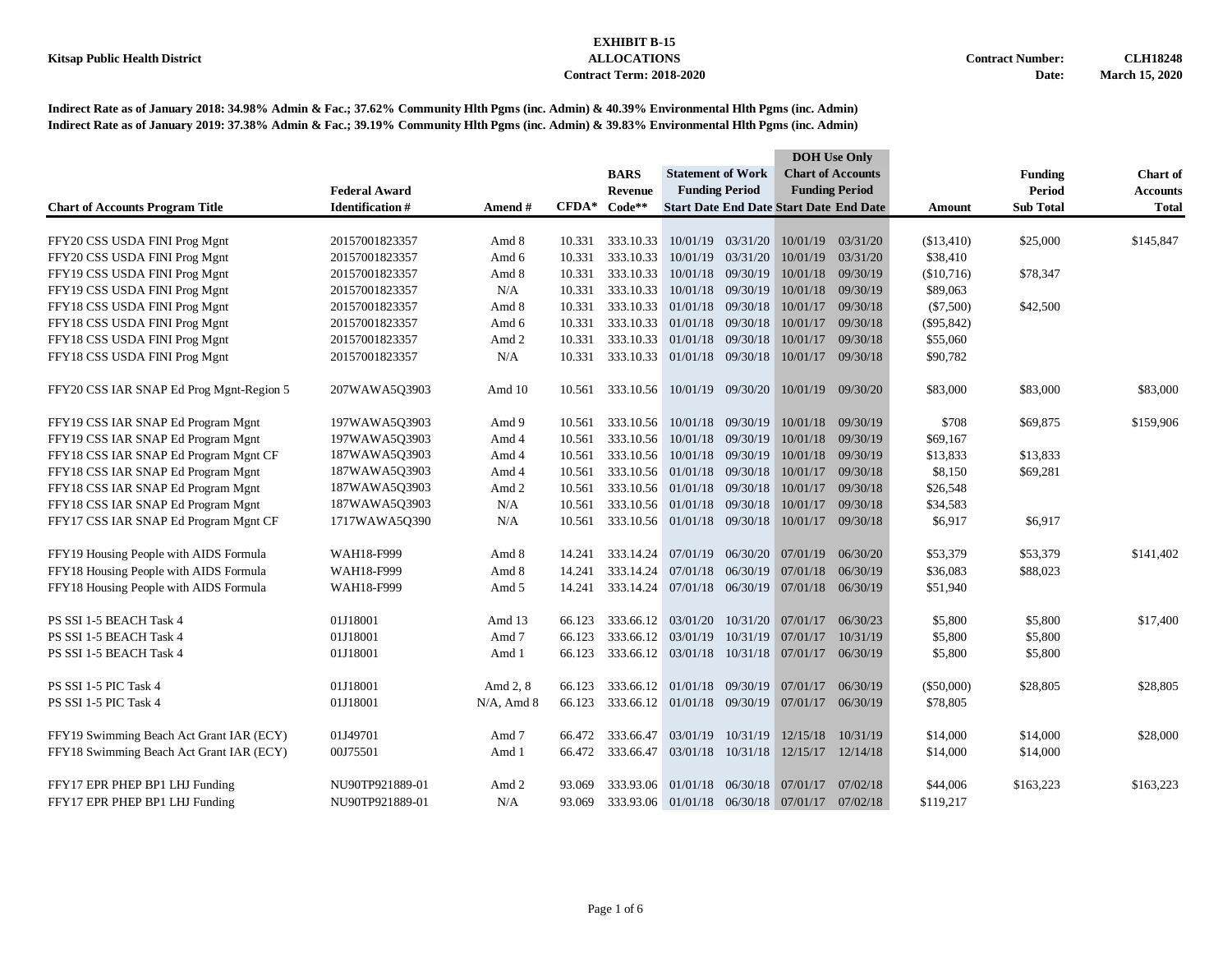**Kitsap Public Health District**

**EXHIBIT B-15**
**ALLOCATIONS**
**Contract Term: 2018-2020**

**Contract Number: CLH18248**
**Date: March 15, 2020**

**Indirect Rate as of January 2018: 34.98% Admin & Fac.; 37.62% Community Hlth Pgms (inc. Admin) & 40.39% Environmental Hlth Pgms (inc. Admin)**
**Indirect Rate as of January 2019: 37.38% Admin & Fac.; 39.19% Community Hlth Pgms (inc. Admin) & 39.83% Environmental Hlth Pgms (inc. Admin)**

| Chart of Accounts Program Title | Federal Award Identification # | Amend # | CFDA* | BARS Revenue Code** | Statement of Work Funding Period Start Date | Statement of Work Funding Period End Date | DOH Use Only Chart of Accounts Funding Period Start Date | DOH Use Only Chart of Accounts Funding Period End Date | Amount | Funding Period Sub Total | Chart of Accounts Total |
|---|---|---|---|---|---|---|---|---|---|---|---|
| FFY20 CSS USDA FINI Prog Mgnt | 20157001823357 | Amd 8 | 10.331 | 333.10.33 | 10/01/19 | 03/31/20 | 10/01/19 | 03/31/20 | ($13,410) | $25,000 | $145,847 |
| FFY20 CSS USDA FINI Prog Mgnt | 20157001823357 | Amd 6 | 10.331 | 333.10.33 | 10/01/19 | 03/31/20 | 10/01/19 | 03/31/20 | $38,410 | | |
| FFY19 CSS USDA FINI Prog Mgnt | 20157001823357 | Amd 8 | 10.331 | 333.10.33 | 10/01/18 | 09/30/19 | 10/01/18 | 09/30/19 | ($10,716) | $78,347 | |
| FFY19 CSS USDA FINI Prog Mgnt | 20157001823357 | N/A | 10.331 | 333.10.33 | 10/01/18 | 09/30/19 | 10/01/18 | 09/30/19 | $89,063 | | |
| FFY18 CSS USDA FINI Prog Mgnt | 20157001823357 | Amd 8 | 10.331 | 333.10.33 | 01/01/18 | 09/30/18 | 10/01/17 | 09/30/18 | ($7,500) | $42,500 | |
| FFY18 CSS USDA FINI Prog Mgnt | 20157001823357 | Amd 6 | 10.331 | 333.10.33 | 01/01/18 | 09/30/18 | 10/01/17 | 09/30/18 | ($95,842) | | |
| FFY18 CSS USDA FINI Prog Mgnt | 20157001823357 | Amd 2 | 10.331 | 333.10.33 | 01/01/18 | 09/30/18 | 10/01/17 | 09/30/18 | $55,060 | | |
| FFY18 CSS USDA FINI Prog Mgnt | 20157001823357 | N/A | 10.331 | 333.10.33 | 01/01/18 | 09/30/18 | 10/01/17 | 09/30/18 | $90,782 | | |
| | | | | | | | | | | | |
| FFY20 CSS IAR SNAP Ed Prog Mgnt-Region 5 | 207WAWA5Q3903 | Amd 10 | 10.561 | 333.10.56 | 10/01/19 | 09/30/20 | 10/01/19 | 09/30/20 | $83,000 | $83,000 | $83,000 |
| | | | | | | | | | | | |
| FFY19 CSS IAR SNAP Ed Program Mgnt | 197WAWA5Q3903 | Amd 9 | 10.561 | 333.10.56 | 10/01/18 | 09/30/19 | 10/01/18 | 09/30/19 | $708 | $69,875 | $159,906 |
| FFY19 CSS IAR SNAP Ed Program Mgnt | 197WAWA5Q3903 | Amd 4 | 10.561 | 333.10.56 | 10/01/18 | 09/30/19 | 10/01/18 | 09/30/19 | $69,167 | | |
| FFY18 CSS IAR SNAP Ed Program Mgnt CF | 187WAWA5Q3903 | Amd 4 | 10.561 | 333.10.56 | 10/01/18 | 09/30/19 | 10/01/18 | 09/30/19 | $13,833 | $13,833 | |
| FFY18 CSS IAR SNAP Ed Program Mgnt | 187WAWA5Q3903 | Amd 4 | 10.561 | 333.10.56 | 01/01/18 | 09/30/18 | 10/01/17 | 09/30/18 | $8,150 | $69,281 | |
| FFY18 CSS IAR SNAP Ed Program Mgnt | 187WAWA5Q3903 | Amd 2 | 10.561 | 333.10.56 | 01/01/18 | 09/30/18 | 10/01/17 | 09/30/18 | $26,548 | | |
| FFY18 CSS IAR SNAP Ed Program Mgnt | 187WAWA5Q3903 | N/A | 10.561 | 333.10.56 | 01/01/18 | 09/30/18 | 10/01/17 | 09/30/18 | $34,583 | | |
| FFY17 CSS IAR SNAP Ed Program Mgnt CF | 1717WAWA5Q390 | N/A | 10.561 | 333.10.56 | 01/01/18 | 09/30/18 | 10/01/17 | 09/30/18 | $6,917 | $6,917 | |
| | | | | | | | | | | | |
| FFY19 Housing People with AIDS Formula | WAH18-F999 | Amd 8 | 14.241 | 333.14.24 | 07/01/19 | 06/30/20 | 07/01/19 | 06/30/20 | $53,379 | $53,379 | $141,402 |
| FFY18 Housing People with AIDS Formula | WAH18-F999 | Amd 8 | 14.241 | 333.14.24 | 07/01/18 | 06/30/19 | 07/01/18 | 06/30/19 | $36,083 | $88,023 | |
| FFY18 Housing People with AIDS Formula | WAH18-F999 | Amd 5 | 14.241 | 333.14.24 | 07/01/18 | 06/30/19 | 07/01/18 | 06/30/19 | $51,940 | | |
| | | | | | | | | | | | |
| PS SSI 1-5 BEACH Task 4 | 01J18001 | Amd 13 | 66.123 | 333.66.12 | 03/01/20 | 10/31/20 | 07/01/17 | 06/30/23 | $5,800 | $5,800 | $17,400 |
| PS SSI 1-5 BEACH Task 4 | 01J18001 | Amd 7 | 66.123 | 333.66.12 | 03/01/19 | 10/31/19 | 07/01/17 | 10/31/19 | $5,800 | $5,800 | |
| PS SSI 1-5 BEACH Task 4 | 01J18001 | Amd 1 | 66.123 | 333.66.12 | 03/01/18 | 10/31/18 | 07/01/17 | 06/30/19 | $5,800 | $5,800 | |
| | | | | | | | | | | | |
| PS SSI 1-5 PIC Task 4 | 01J18001 | Amd 2, 8 | 66.123 | 333.66.12 | 01/01/18 | 09/30/19 | 07/01/17 | 06/30/19 | ($50,000) | $28,805 | $28,805 |
| PS SSI 1-5 PIC Task 4 | 01J18001 | N/A, Amd 8 | 66.123 | 333.66.12 | 01/01/18 | 09/30/19 | 07/01/17 | 06/30/19 | $78,805 | | |
| | | | | | | | | | | | |
| FFY19 Swimming Beach Act Grant IAR (ECY) | 01J49701 | Amd 7 | 66.472 | 333.66.47 | 03/01/19 | 10/31/19 | 12/15/18 | 10/31/19 | $14,000 | $14,000 | $28,000 |
| FFY18 Swimming Beach Act Grant IAR (ECY) | 00J75501 | Amd 1 | 66.472 | 333.66.47 | 03/01/18 | 10/31/18 | 12/15/17 | 12/14/18 | $14,000 | $14,000 | |
| | | | | | | | | | | | |
| FFY17 EPR PHEP BP1 LHJ Funding | NU90TP921889-01 | Amd 2 | 93.069 | 333.93.06 | 01/01/18 | 06/30/18 | 07/01/17 | 07/02/18 | $44,006 | $163,223 | $163,223 |
| FFY17 EPR PHEP BP1 LHJ Funding | NU90TP921889-01 | N/A | 93.069 | 333.93.06 | 01/01/18 | 06/30/18 | 07/01/17 | 07/02/18 | $119,217 | | |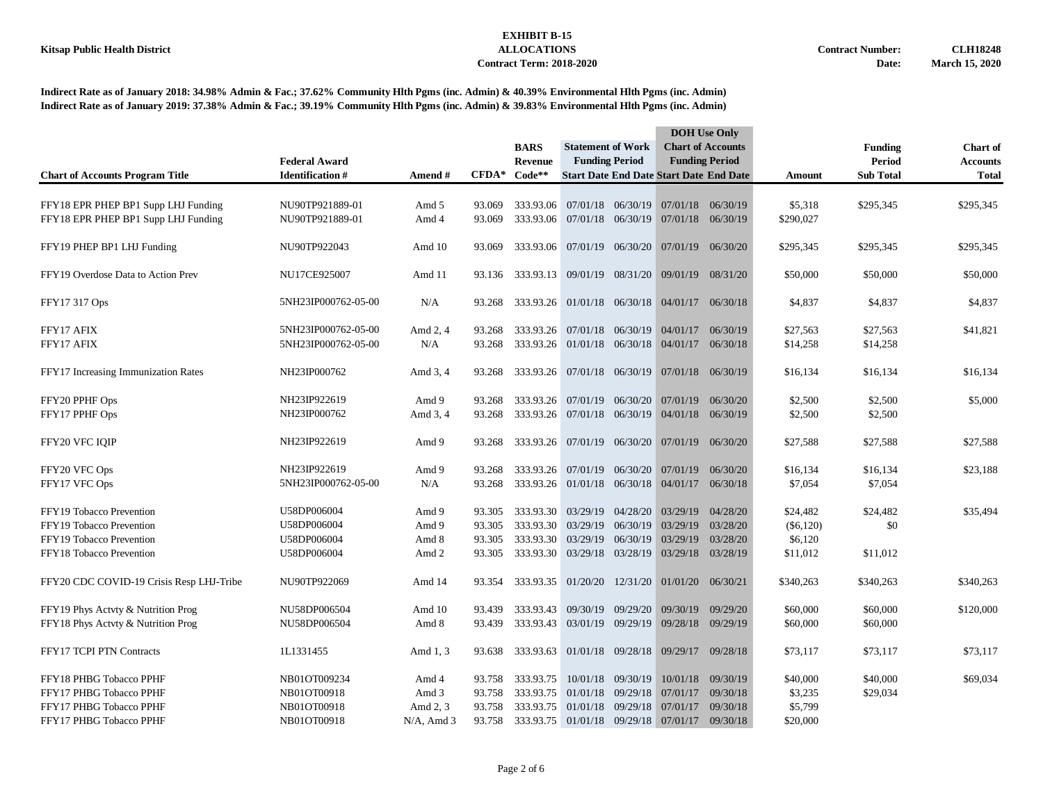**Kitsap Public Health District**

**EXHIBIT B-15**
**ALLOCATIONS**
**Contract Term: 2018-2020**

**Contract Number: CLH18248**
**Date: March 15, 2020**

**Indirect Rate as of January 2018: 34.98% Admin & Fac.; 37.62% Community Hlth Pgms (inc. Admin) & 40.39% Environmental Hlth Pgms (inc. Admin)**
**Indirect Rate as of January 2019: 37.38% Admin & Fac.; 39.19% Community Hlth Pgms (inc. Admin) & 39.83% Environmental Hlth Pgms (inc. Admin)**

| Chart of Accounts Program Title | Federal Award Identification # | Amend # | CFDA* | BARS Revenue Code** | Statement of Work Funding Period Start Date | Statement of Work Funding Period End Date | DOH Use Only Chart of Accounts Funding Period Start Date | DOH Use Only Chart of Accounts Funding Period End Date | Amount | Funding Period Sub Total | Chart of Accounts Total |
|---|---|---|---|---|---|---|---|---|---|---|---|
| FFY18 EPR PHEP BP1 Supp LHJ Funding | NU90TP921889-01 | Amd 5 | 93.069 | 333.93.06 | 07/01/18 | 06/30/19 | 07/01/18 | 06/30/19 | $5,318 | $295,345 | $295,345 |
| FFY18 EPR PHEP BP1 Supp LHJ Funding | NU90TP921889-01 | Amd 4 | 93.069 | 333.93.06 | 07/01/18 | 06/30/19 | 07/01/18 | 06/30/19 | $290,027 | | |
| FFY19 PHEP BP1 LHJ Funding | NU90TP922043 | Amd 10 | 93.069 | 333.93.06 | 07/01/19 | 06/30/20 | 07/01/19 | 06/30/20 | $295,345 | $295,345 | $295,345 |
| FFY19 Overdose Data to Action Prev | NU17CE925007 | Amd 11 | 93.136 | 333.93.13 | 09/01/19 | 08/31/20 | 09/01/19 | 08/31/20 | $50,000 | $50,000 | $50,000 |
| FFY17 317 Ops | 5NH23IP000762-05-00 | N/A | 93.268 | 333.93.26 | 01/01/18 | 06/30/18 | 04/01/17 | 06/30/18 | $4,837 | $4,837 | $4,837 |
| FFY17 AFIX | 5NH23IP000762-05-00 | Amd 2, 4 | 93.268 | 333.93.26 | 07/01/18 | 06/30/19 | 04/01/17 | 06/30/19 | $27,563 | $27,563 | $41,821 |
| FFY17 AFIX | 5NH23IP000762-05-00 | N/A | 93.268 | 333.93.26 | 01/01/18 | 06/30/18 | 04/01/17 | 06/30/18 | $14,258 | $14,258 | |
| FFY17 Increasing Immunization Rates | NH23IP000762 | Amd 3, 4 | 93.268 | 333.93.26 | 07/01/18 | 06/30/19 | 07/01/18 | 06/30/19 | $16,134 | $16,134 | $16,134 |
| FFY20 PPHF Ops | NH23IP922619 | Amd 9 | 93.268 | 333.93.26 | 07/01/19 | 06/30/20 | 07/01/19 | 06/30/20 | $2,500 | $2,500 | $5,000 |
| FFY17 PPHF Ops | NH23IP000762 | Amd 3, 4 | 93.268 | 333.93.26 | 07/01/18 | 06/30/19 | 04/01/18 | 06/30/19 | $2,500 | $2,500 | |
| FFY20 VFC IQIP | NH23IP922619 | Amd 9 | 93.268 | 333.93.26 | 07/01/19 | 06/30/20 | 07/01/19 | 06/30/20 | $27,588 | $27,588 | $27,588 |
| FFY20 VFC Ops | NH23IP922619 | Amd 9 | 93.268 | 333.93.26 | 07/01/19 | 06/30/20 | 07/01/19 | 06/30/20 | $16,134 | $16,134 | $23,188 |
| FFY17 VFC Ops | 5NH23IP000762-05-00 | N/A | 93.268 | 333.93.26 | 01/01/18 | 06/30/18 | 04/01/17 | 06/30/18 | $7,054 | $7,054 | |
| FFY19 Tobacco Prevention | U58DP006004 | Amd 9 | 93.305 | 333.93.30 | 03/29/19 | 04/28/20 | 03/29/19 | 04/28/20 | $24,482 | $24,482 | $35,494 |
| FFY19 Tobacco Prevention | U58DP006004 | Amd 9 | 93.305 | 333.93.30 | 03/29/19 | 06/30/19 | 03/29/19 | 03/28/20 | ($6,120) | $0 | |
| FFY19 Tobacco Prevention | U58DP006004 | Amd 8 | 93.305 | 333.93.30 | 03/29/19 | 06/30/19 | 03/29/19 | 03/28/20 | $6,120 | | |
| FFY18 Tobacco Prevention | U58DP006004 | Amd 2 | 93.305 | 333.93.30 | 03/29/18 | 03/28/19 | 03/29/18 | 03/28/19 | $11,012 | $11,012 | |
| FFY20 CDC COVID-19 Crisis Resp LHJ-Tribe | NU90TP922069 | Amd 14 | 93.354 | 333.93.35 | 01/20/20 | 12/31/20 | 01/01/20 | 06/30/21 | $340,263 | $340,263 | $340,263 |
| FFY19 Phys Actvty & Nutrition Prog | NU58DP006504 | Amd 10 | 93.439 | 333.93.43 | 09/30/19 | 09/29/20 | 09/30/19 | 09/29/20 | $60,000 | $60,000 | $120,000 |
| FFY18 Phys Actvty & Nutrition Prog | NU58DP006504 | Amd 8 | 93.439 | 333.93.43 | 03/01/19 | 09/29/19 | 09/28/18 | 09/29/19 | $60,000 | $60,000 | |
| FFY17 TCPI PTN Contracts | 1L1331455 | Amd 1, 3 | 93.638 | 333.93.63 | 01/01/18 | 09/28/18 | 09/29/17 | 09/28/18 | $73,117 | $73,117 | $73,117 |
| FFY18 PHBG Tobacco PPHF | NB01OT009234 | Amd 4 | 93.758 | 333.93.75 | 10/01/18 | 09/30/19 | 10/01/18 | 09/30/19 | $40,000 | $40,000 | $69,034 |
| FFY17 PHBG Tobacco PPHF | NB01OT00918 | Amd 3 | 93.758 | 333.93.75 | 01/01/18 | 09/29/18 | 07/01/17 | 09/30/18 | $3,235 | $29,034 | |
| FFY17 PHBG Tobacco PPHF | NB01OT00918 | Amd 2, 3 | 93.758 | 333.93.75 | 01/01/18 | 09/29/18 | 07/01/17 | 09/30/18 | $5,799 | | |
| FFY17 PHBG Tobacco PPHF | NB01OT00918 | N/A, Amd 3 | 93.758 | 333.93.75 | 01/01/18 | 09/29/18 | 07/01/17 | 09/30/18 | $20,000 | | |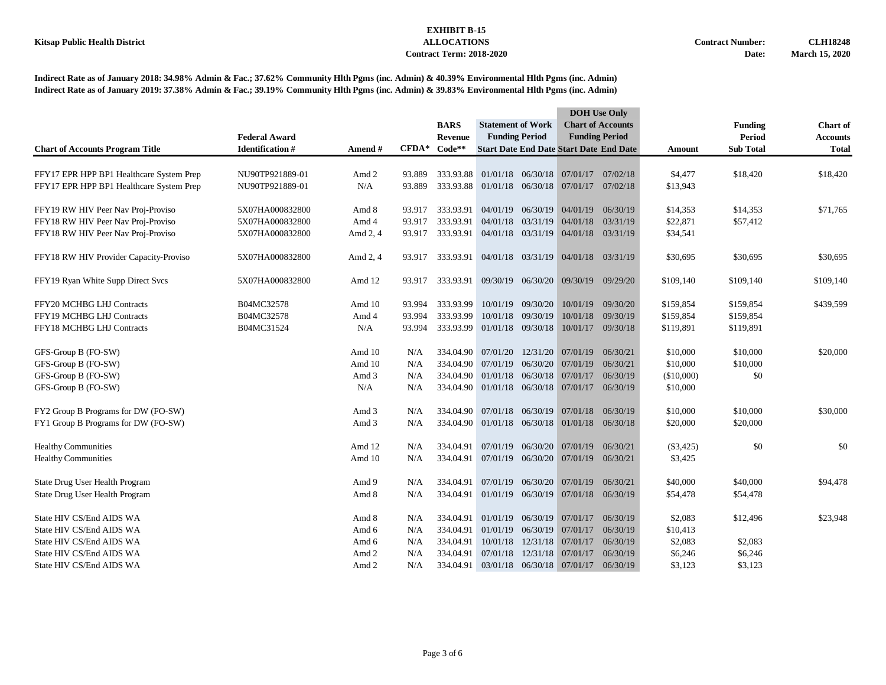**Kitsap Public Health District**

**EXHIBIT B-15**
**ALLOCATIONS**
**Contract Term: 2018-2020**

**Contract Number: CLH18248**
**Date: March 15, 2020**

**Indirect Rate as of January 2018: 34.98% Admin & Fac.; 37.62% Community Hlth Pgms (inc. Admin) & 40.39% Environmental Hlth Pgms (inc. Admin)**
**Indirect Rate as of January 2019: 37.38% Admin & Fac.; 39.19% Community Hlth Pgms (inc. Admin) & 39.83% Environmental Hlth Pgms (inc. Admin)**

| Chart of Accounts Program Title | Federal Award Identification # | Amend # | CFDA* | BARS Revenue Code** | Statement of Work Funding Period Start Date | Statement of Work Funding Period End Date | DOH Use Only Chart of Accounts Funding Period Start Date | DOH Use Only Chart of Accounts Funding Period End Date | Amount | Funding Period Sub Total | Chart of Accounts Total |
|---|---|---|---|---|---|---|---|---|---|---|---|
| FFY17 EPR HPP BP1 Healthcare System Prep | NU90TP921889-01 | Amd 2 | 93.889 | 333.93.88 | 01/01/18 | 06/30/18 | 07/01/17 | 07/02/18 | $4,477 | $18,420 | $18,420 |
| FFY17 EPR HPP BP1 Healthcare System Prep | NU90TP921889-01 | N/A | 93.889 | 333.93.88 | 01/01/18 | 06/30/18 | 07/01/17 | 07/02/18 | $13,943 | | |
| FFY19 RW HIV Peer Nav Proj-Proviso | 5X07HA000832800 | Amd 8 | 93.917 | 333.93.91 | 04/01/19 | 06/30/19 | 04/01/19 | 06/30/19 | $14,353 | $14,353 | $71,765 |
| FFY18 RW HIV Peer Nav Proj-Proviso | 5X07HA000832800 | Amd 4 | 93.917 | 333.93.91 | 04/01/18 | 03/31/19 | 04/01/18 | 03/31/19 | $22,871 | $57,412 | |
| FFY18 RW HIV Peer Nav Proj-Proviso | 5X07HA000832800 | Amd 2, 4 | 93.917 | 333.93.91 | 04/01/18 | 03/31/19 | 04/01/18 | 03/31/19 | $34,541 | | |
| FFY18 RW HIV Provider Capacity-Proviso | 5X07HA000832800 | Amd 2, 4 | 93.917 | 333.93.91 | 04/01/18 | 03/31/19 | 04/01/18 | 03/31/19 | $30,695 | $30,695 | $30,695 |
| FFY19 Ryan White Supp Direct Svcs | 5X07HA000832800 | Amd 12 | 93.917 | 333.93.91 | 09/30/19 | 06/30/20 | 09/30/19 | 09/29/20 | $109,140 | $109,140 | $109,140 |
| FFY20 MCHBG LHJ Contracts | B04MC32578 | Amd 10 | 93.994 | 333.93.99 | 10/01/19 | 09/30/20 | 10/01/19 | 09/30/20 | $159,854 | $159,854 | $439,599 |
| FFY19 MCHBG LHJ Contracts | B04MC32578 | Amd 4 | 93.994 | 333.93.99 | 10/01/18 | 09/30/19 | 10/01/18 | 09/30/19 | $159,854 | $159,854 | |
| FFY18 MCHBG LHJ Contracts | B04MC31524 | N/A | 93.994 | 333.93.99 | 01/01/18 | 09/30/18 | 10/01/17 | 09/30/18 | $119,891 | $119,891 | |
| GFS-Group B (FO-SW) | | Amd 10 | N/A | 334.04.90 | 07/01/20 | 12/31/20 | 07/01/19 | 06/30/21 | $10,000 | $10,000 | $20,000 |
| GFS-Group B (FO-SW) | | Amd 10 | N/A | 334.04.90 | 07/01/19 | 06/30/20 | 07/01/19 | 06/30/21 | $10,000 | $10,000 | |
| GFS-Group B (FO-SW) | | Amd 3 | N/A | 334.04.90 | 01/01/18 | 06/30/18 | 07/01/17 | 06/30/19 | ($10,000) | $0 | |
| GFS-Group B (FO-SW) | | N/A | N/A | 334.04.90 | 01/01/18 | 06/30/18 | 07/01/17 | 06/30/19 | $10,000 | | |
| FY2 Group B Programs for DW (FO-SW) | | Amd 3 | N/A | 334.04.90 | 07/01/18 | 06/30/19 | 07/01/18 | 06/30/19 | $10,000 | $10,000 | $30,000 |
| FY1 Group B Programs for DW (FO-SW) | | Amd 3 | N/A | 334.04.90 | 01/01/18 | 06/30/18 | 01/01/18 | 06/30/18 | $20,000 | $20,000 | |
| Healthy Communities | | Amd 12 | N/A | 334.04.91 | 07/01/19 | 06/30/20 | 07/01/19 | 06/30/21 | ($3,425) | $0 | $0 |
| Healthy Communities | | Amd 10 | N/A | 334.04.91 | 07/01/19 | 06/30/20 | 07/01/19 | 06/30/21 | $3,425 | | |
| State Drug User Health Program | | Amd 9 | N/A | 334.04.91 | 07/01/19 | 06/30/20 | 07/01/19 | 06/30/21 | $40,000 | $40,000 | $94,478 |
| State Drug User Health Program | | Amd 8 | N/A | 334.04.91 | 01/01/19 | 06/30/19 | 07/01/18 | 06/30/19 | $54,478 | $54,478 | |
| State HIV CS/End AIDS WA | | Amd 8 | N/A | 334.04.91 | 01/01/19 | 06/30/19 | 07/01/17 | 06/30/19 | $2,083 | $12,496 | $23,948 |
| State HIV CS/End AIDS WA | | Amd 6 | N/A | 334.04.91 | 01/01/19 | 06/30/19 | 07/01/17 | 06/30/19 | $10,413 | | |
| State HIV CS/End AIDS WA | | Amd 6 | N/A | 334.04.91 | 10/01/18 | 12/31/18 | 07/01/17 | 06/30/19 | $2,083 | $2,083 | |
| State HIV CS/End AIDS WA | | Amd 2 | N/A | 334.04.91 | 07/01/18 | 12/31/18 | 07/01/17 | 06/30/19 | $6,246 | $6,246 | |
| State HIV CS/End AIDS WA | | Amd 2 | N/A | 334.04.91 | 03/01/18 | 06/30/18 | 07/01/17 | 06/30/19 | $3,123 | $3,123 | |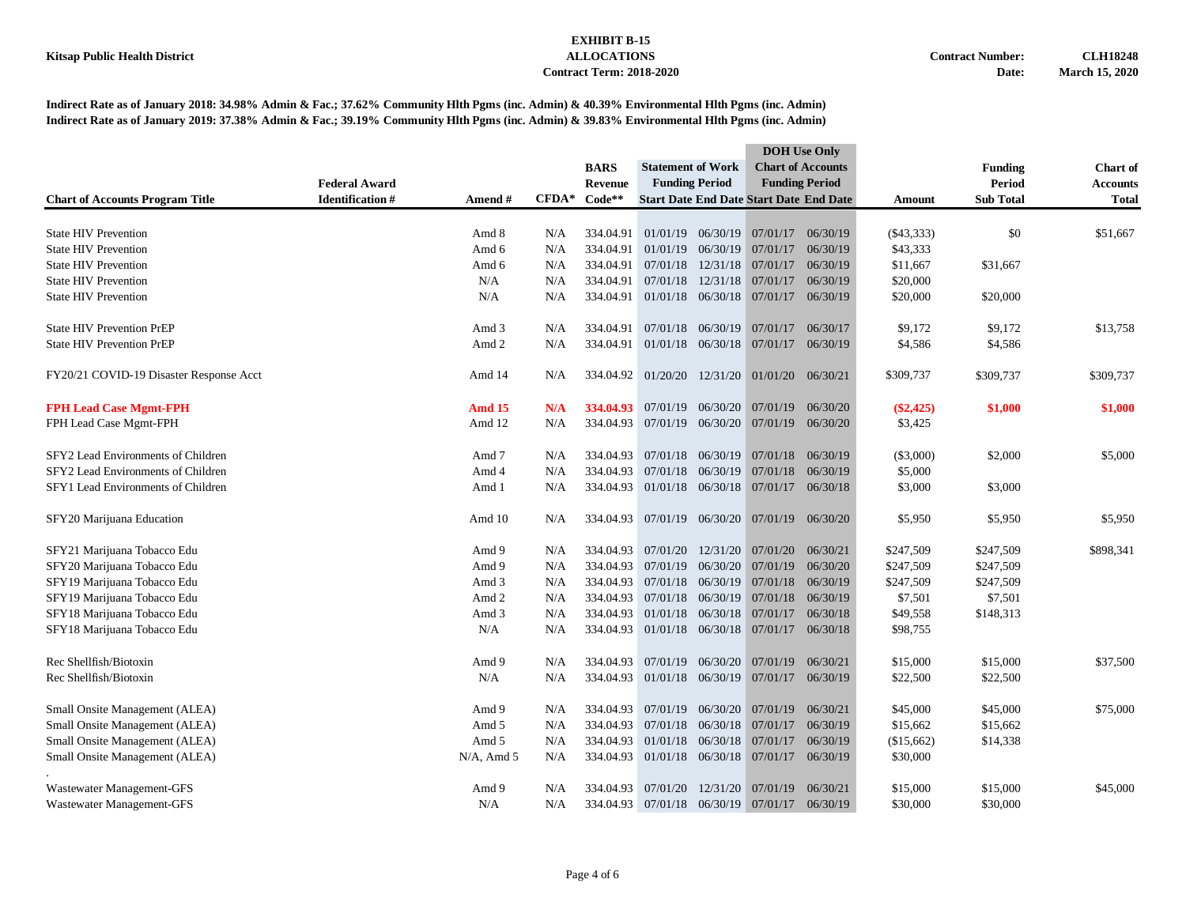**Kitsap Public Health District**

**EXHIBIT B-15**
**ALLOCATIONS**
**Contract Term: 2018-2020**

**Contract Number: CLH18248**
**Date: March 15, 2020**

**Indirect Rate as of January 2018: 34.98% Admin & Fac.; 37.62% Community Hlth Pgms (inc. Admin) & 40.39% Environmental Hlth Pgms (inc. Admin)**
**Indirect Rate as of January 2019: 37.38% Admin & Fac.; 39.19% Community Hlth Pgms (inc. Admin) & 39.83% Environmental Hlth Pgms (inc. Admin)**

| Chart of Accounts Program Title | Federal Award Identification # | Amend # | CFDA* | BARS Revenue Code** | Statement of Work Funding Period Start Date | Statement of Work Funding Period End Date | DOH Use Only Chart of Accounts Funding Period Start Date | DOH Use Only Chart of Accounts Funding Period End Date | Amount | Funding Period Sub Total | Chart of Accounts Total |
|---|---|---|---|---|---|---|---|---|---|---|---|
| State HIV Prevention | | Amd 8 | N/A | 334.04.91 | 01/01/19 | 06/30/19 | 07/01/17 | 06/30/19 | ($43,333) | $0 | $51,667 |
| State HIV Prevention | | Amd 6 | N/A | 334.04.91 | 01/01/19 | 06/30/19 | 07/01/17 | 06/30/19 | $43,333 | | |
| State HIV Prevention | | Amd 6 | N/A | 334.04.91 | 07/01/18 | 12/31/18 | 07/01/17 | 06/30/19 | $11,667 | $31,667 | |
| State HIV Prevention | | N/A | N/A | 334.04.91 | 07/01/18 | 12/31/18 | 07/01/17 | 06/30/19 | $20,000 | | |
| State HIV Prevention | | N/A | N/A | 334.04.91 | 01/01/18 | 06/30/18 | 07/01/17 | 06/30/19 | $20,000 | $20,000 | |
| State HIV Prevention PrEP | | Amd 3 | N/A | 334.04.91 | 07/01/18 | 06/30/19 | 07/01/17 | 06/30/17 | $9,172 | $9,172 | $13,758 |
| State HIV Prevention PrEP | | Amd 2 | N/A | 334.04.91 | 01/01/18 | 06/30/18 | 07/01/17 | 06/30/19 | $4,586 | $4,586 | |
| FY20/21 COVID-19 Disaster Response Acct | | Amd 14 | N/A | 334.04.92 | 01/20/20 | 12/31/20 | 01/01/20 | 06/30/21 | $309,737 | $309,737 | $309,737 |
| **FPH Lead Case Mgmt-FPH** | | **Amd 15** | **N/A** | **334.04.93** | 07/01/19 | 06/30/20 | 07/01/19 | 06/30/20 | **($2,425)** | **$1,000** | **$1,000** |
| FPH Lead Case Mgmt-FPH | | Amd 12 | N/A | 334.04.93 | 07/01/19 | 06/30/20 | 07/01/19 | 06/30/20 | $3,425 | | |
| SFY2 Lead Environments of Children | | Amd 7 | N/A | 334.04.93 | 07/01/18 | 06/30/19 | 07/01/18 | 06/30/19 | ($3,000) | $2,000 | $5,000 |
| SFY2 Lead Environments of Children | | Amd 4 | N/A | 334.04.93 | 07/01/18 | 06/30/19 | 07/01/18 | 06/30/19 | $5,000 | | |
| SFY1 Lead Environments of Children | | Amd 1 | N/A | 334.04.93 | 01/01/18 | 06/30/18 | 07/01/17 | 06/30/18 | $3,000 | $3,000 | |
| SFY20 Marijuana Education | | Amd 10 | N/A | 334.04.93 | 07/01/19 | 06/30/20 | 07/01/19 | 06/30/20 | $5,950 | $5,950 | $5,950 |
| SFY21 Marijuana Tobacco Edu | | Amd 9 | N/A | 334.04.93 | 07/01/20 | 12/31/20 | 07/01/20 | 06/30/21 | $247,509 | $247,509 | $898,341 |
| SFY20 Marijuana Tobacco Edu | | Amd 9 | N/A | 334.04.93 | 07/01/19 | 06/30/20 | 07/01/19 | 06/30/20 | $247,509 | $247,509 | |
| SFY19 Marijuana Tobacco Edu | | Amd 3 | N/A | 334.04.93 | 07/01/18 | 06/30/19 | 07/01/18 | 06/30/19 | $247,509 | $247,509 | |
| SFY19 Marijuana Tobacco Edu | | Amd 2 | N/A | 334.04.93 | 07/01/18 | 06/30/19 | 07/01/18 | 06/30/19 | $7,501 | $7,501 | |
| SFY18 Marijuana Tobacco Edu | | Amd 3 | N/A | 334.04.93 | 01/01/18 | 06/30/18 | 07/01/17 | 06/30/18 | $49,558 | $148,313 | |
| SFY18 Marijuana Tobacco Edu | | N/A | N/A | 334.04.93 | 01/01/18 | 06/30/18 | 07/01/17 | 06/30/18 | $98,755 | | |
| Rec Shellfish/Biotoxin | | Amd 9 | N/A | 334.04.93 | 07/01/19 | 06/30/20 | 07/01/19 | 06/30/21 | $15,000 | $15,000 | $37,500 |
| Rec Shellfish/Biotoxin | | N/A | N/A | 334.04.93 | 01/01/18 | 06/30/19 | 07/01/17 | 06/30/19 | $22,500 | $22,500 | |
| Small Onsite Management (ALEA) | | Amd 9 | N/A | 334.04.93 | 07/01/19 | 06/30/20 | 07/01/19 | 06/30/21 | $45,000 | $45,000 | $75,000 |
| Small Onsite Management (ALEA) | | Amd 5 | N/A | 334.04.93 | 07/01/18 | 06/30/18 | 07/01/17 | 06/30/19 | $15,662 | $15,662 | |
| Small Onsite Management (ALEA) | | Amd 5 | N/A | 334.04.93 | 01/01/18 | 06/30/18 | 07/01/17 | 06/30/19 | ($15,662) | $14,338 | |
| Small Onsite Management (ALEA) | | N/A, Amd 5 | N/A | 334.04.93 | 01/01/18 | 06/30/18 | 07/01/17 | 06/30/19 | $30,000 | | |
| Wastewater Management-GFS | | Amd 9 | N/A | 334.04.93 | 07/01/20 | 12/31/20 | 07/01/19 | 06/30/21 | $15,000 | $15,000 | $45,000 |
| Wastewater Management-GFS | | N/A | N/A | 334.04.93 | 07/01/18 | 06/30/19 | 07/01/17 | 06/30/19 | $30,000 | $30,000 | |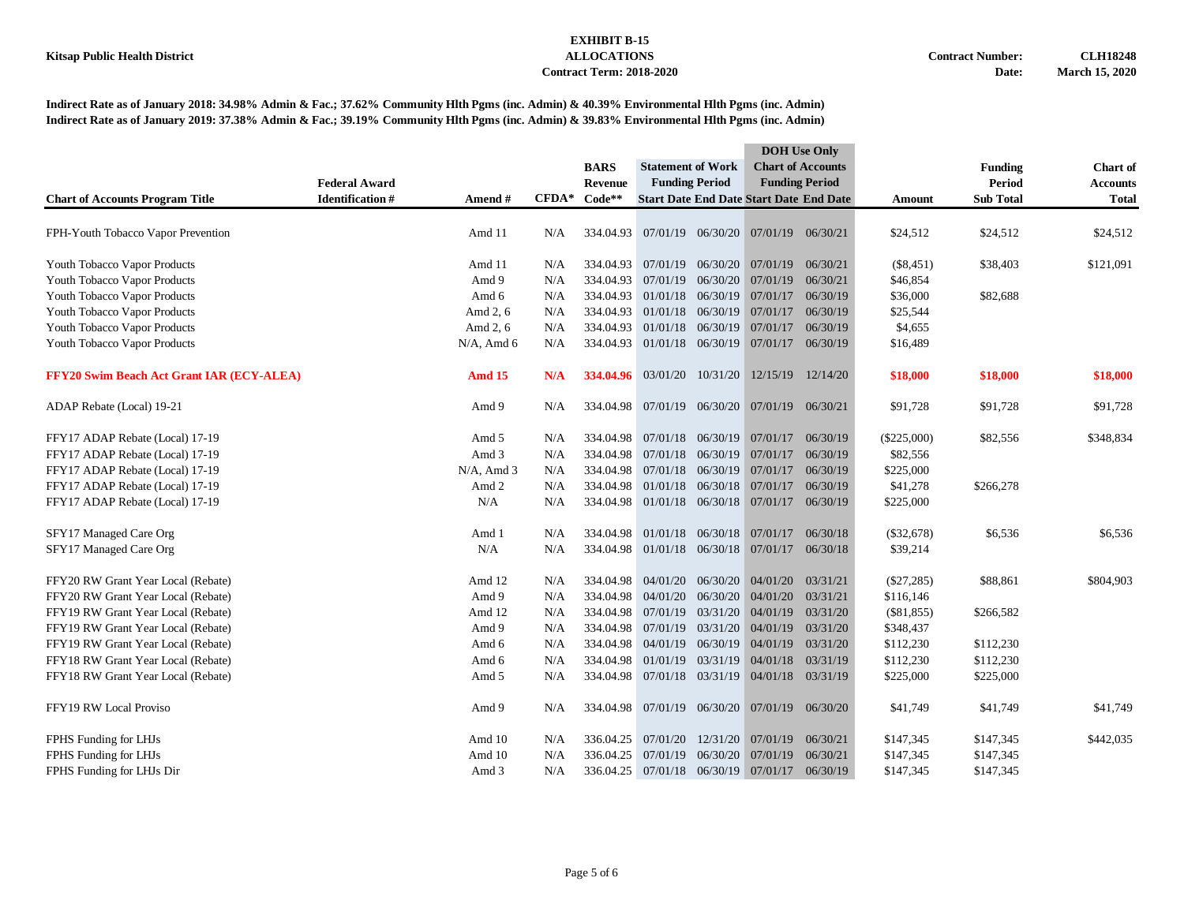**Kitsap Public Health District**

**EXHIBIT B-15**
**ALLOCATIONS**
**Contract Term: 2018-2020**

**Contract Number: CLH18248**
**Date: March 15, 2020**

**Indirect Rate as of January 2018: 34.98% Admin & Fac.; 37.62% Community Hlth Pgms (inc. Admin) & 40.39% Environmental Hlth Pgms (inc. Admin)**
**Indirect Rate as of January 2019: 37.38% Admin & Fac.; 39.19% Community Hlth Pgms (inc. Admin) & 39.83% Environmental Hlth Pgms (inc. Admin)**

| Chart of Accounts Program Title | Federal Award Identification # | Amend # | CFDA* | BARS Revenue Code** | Statement of Work Funding Period Start Date | Statement of Work Funding Period End Date | DOH Use Only Chart of Accounts Funding Period Start Date | DOH Use Only Chart of Accounts Funding Period End Date | Amount | Funding Period Sub Total | Chart of Accounts Total |
|---|---|---|---|---|---|---|---|---|---|---|---|
| FPH-Youth Tobacco Vapor Prevention | | Amd 11 | N/A | 334.04.93 | 07/01/19 | 06/30/20 | 07/01/19 | 06/30/21 | $24,512 | $24,512 | $24,512 |
| Youth Tobacco Vapor Products | | Amd 11 | N/A | 334.04.93 | 07/01/19 | 06/30/20 | 07/01/19 | 06/30/21 | ($8,451) | $38,403 | $121,091 |
| Youth Tobacco Vapor Products | | Amd 9 | N/A | 334.04.93 | 07/01/19 | 06/30/20 | 07/01/19 | 06/30/21 | $46,854 | | |
| Youth Tobacco Vapor Products | | Amd 6 | N/A | 334.04.93 | 01/01/18 | 06/30/19 | 07/01/17 | 06/30/19 | $36,000 | $82,688 | |
| Youth Tobacco Vapor Products | | Amd 2, 6 | N/A | 334.04.93 | 01/01/18 | 06/30/19 | 07/01/17 | 06/30/19 | $25,544 | | |
| Youth Tobacco Vapor Products | | Amd 2, 6 | N/A | 334.04.93 | 01/01/18 | 06/30/19 | 07/01/17 | 06/30/19 | $4,655 | | |
| Youth Tobacco Vapor Products | | N/A, Amd 6 | N/A | 334.04.93 | 01/01/18 | 06/30/19 | 07/01/17 | 06/30/19 | $16,489 | | |
| **FFY20 Swim Beach Act Grant IAR (ECY-ALEA)** | | **Amd 15** | **N/A** | **334.04.96** | 03/01/20 | 10/31/20 | 12/15/19 | 12/14/20 | **$18,000** | **$18,000** | **$18,000** |
| ADAP Rebate (Local) 19-21 | | Amd 9 | N/A | 334.04.98 | 07/01/19 | 06/30/20 | 07/01/19 | 06/30/21 | $91,728 | $91,728 | $91,728 |
| FFY17 ADAP Rebate (Local) 17-19 | | Amd 5 | N/A | 334.04.98 | 07/01/18 | 06/30/19 | 07/01/17 | 06/30/19 | ($225,000) | $82,556 | $348,834 |
| FFY17 ADAP Rebate (Local) 17-19 | | Amd 3 | N/A | 334.04.98 | 07/01/18 | 06/30/19 | 07/01/17 | 06/30/19 | $82,556 | | |
| FFY17 ADAP Rebate (Local) 17-19 | | N/A, Amd 3 | N/A | 334.04.98 | 07/01/18 | 06/30/19 | 07/01/17 | 06/30/19 | $225,000 | | |
| FFY17 ADAP Rebate (Local) 17-19 | | Amd 2 | N/A | 334.04.98 | 01/01/18 | 06/30/18 | 07/01/17 | 06/30/19 | $41,278 | $266,278 | |
| FFY17 ADAP Rebate (Local) 17-19 | | N/A | N/A | 334.04.98 | 01/01/18 | 06/30/18 | 07/01/17 | 06/30/19 | $225,000 | | |
| SFY17 Managed Care Org | | Amd 1 | N/A | 334.04.98 | 01/01/18 | 06/30/18 | 07/01/17 | 06/30/18 | ($32,678) | $6,536 | $6,536 |
| SFY17 Managed Care Org | | N/A | N/A | 334.04.98 | 01/01/18 | 06/30/18 | 07/01/17 | 06/30/18 | $39,214 | | |
| FFY20 RW Grant Year Local (Rebate) | | Amd 12 | N/A | 334.04.98 | 04/01/20 | 06/30/20 | 04/01/20 | 03/31/21 | ($27,285) | $88,861 | $804,903 |
| FFY20 RW Grant Year Local (Rebate) | | Amd 9 | N/A | 334.04.98 | 04/01/20 | 06/30/20 | 04/01/20 | 03/31/21 | $116,146 | | |
| FFY19 RW Grant Year Local (Rebate) | | Amd 12 | N/A | 334.04.98 | 07/01/19 | 03/31/20 | 04/01/19 | 03/31/20 | ($81,855) | $266,582 | |
| FFY19 RW Grant Year Local (Rebate) | | Amd 9 | N/A | 334.04.98 | 07/01/19 | 03/31/20 | 04/01/19 | 03/31/20 | $348,437 | | |
| FFY19 RW Grant Year Local (Rebate) | | Amd 6 | N/A | 334.04.98 | 04/01/19 | 06/30/19 | 04/01/19 | 03/31/20 | $112,230 | $112,230 | |
| FFY18 RW Grant Year Local (Rebate) | | Amd 6 | N/A | 334.04.98 | 01/01/19 | 03/31/19 | 04/01/18 | 03/31/19 | $112,230 | $112,230 | |
| FFY18 RW Grant Year Local (Rebate) | | Amd 5 | N/A | 334.04.98 | 07/01/18 | 03/31/19 | 04/01/18 | 03/31/19 | $225,000 | $225,000 | |
| FFY19 RW Local Proviso | | Amd 9 | N/A | 334.04.98 | 07/01/19 | 06/30/20 | 07/01/19 | 06/30/20 | $41,749 | $41,749 | $41,749 |
| FPHS Funding for LHJs | | Amd 10 | N/A | 336.04.25 | 07/01/20 | 12/31/20 | 07/01/19 | 06/30/21 | $147,345 | $147,345 | $442,035 |
| FPHS Funding for LHJs | | Amd 10 | N/A | 336.04.25 | 07/01/19 | 06/30/20 | 07/01/19 | 06/30/21 | $147,345 | $147,345 | |
| FPHS Funding for LHJs Dir | | Amd 3 | N/A | 336.04.25 | 07/01/18 | 06/30/19 | 07/01/17 | 06/30/19 | $147,345 | $147,345 | |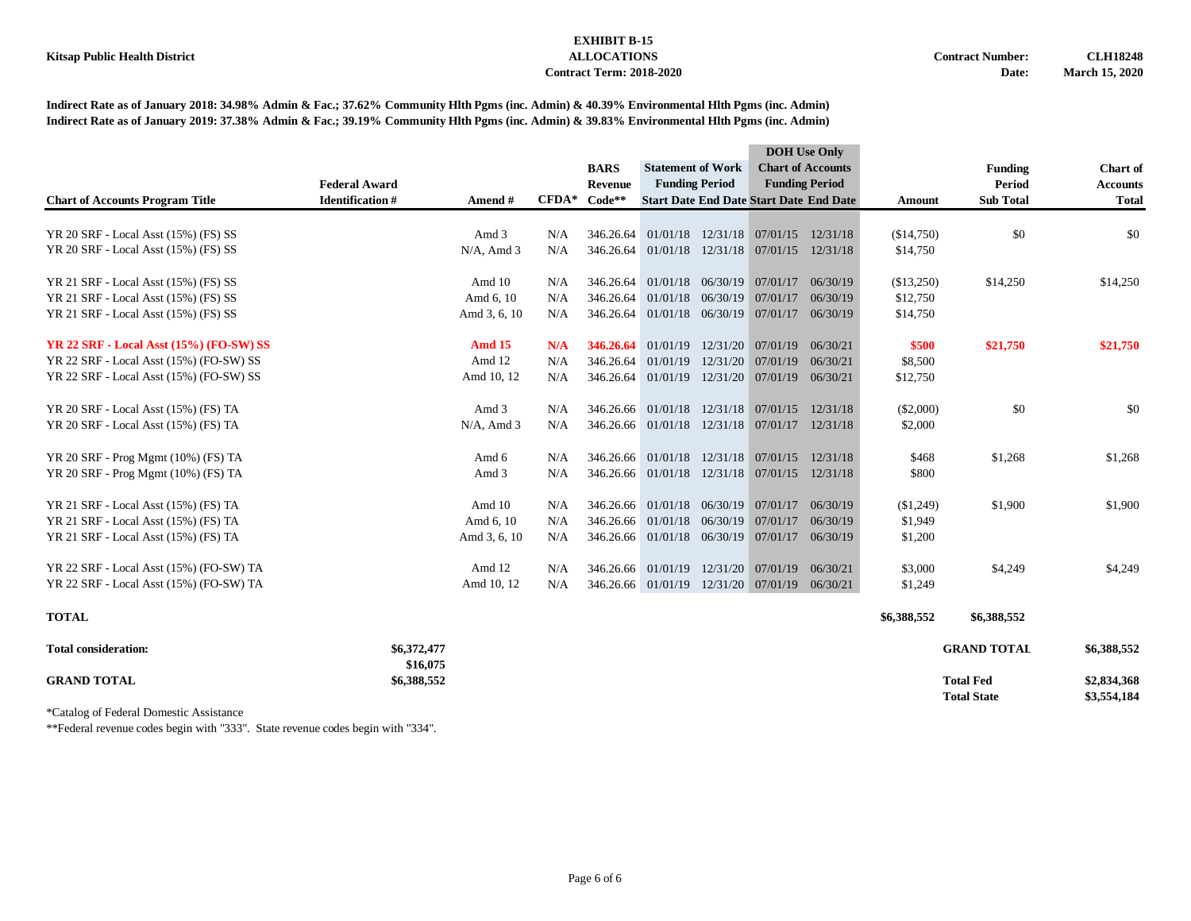**Kitsap Public Health District**

**EXHIBIT B-15**
**ALLOCATIONS**
**Contract Term: 2018-2020**

**Contract Number: CLH18248**
**Date: March 15, 2020**

**Indirect Rate as of January 2018: 34.98% Admin & Fac.; 37.62% Community Hlth Pgms (inc. Admin) & 40.39% Environmental Hlth Pgms (inc. Admin)**
**Indirect Rate as of January 2019: 37.38% Admin & Fac.; 39.19% Community Hlth Pgms (inc. Admin) & 39.83% Environmental Hlth Pgms (inc. Admin)**

| Chart of Accounts Program Title | Federal Award Identification # | Amend # | CFDA* | BARS Revenue Code** | Statement of Work Funding Period Start Date | Statement of Work Funding Period End Date | DOH Use Only Chart of Accounts Funding Period Start Date | DOH Use Only Chart of Accounts Funding Period End Date | Amount | Funding Period Sub Total | Chart of Accounts Total |
|---|---|---|---|---|---|---|---|---|---|---|---|
| YR 20 SRF - Local Asst (15%) (FS) SS | | Amd 3 | N/A | 346.26.64 | 01/01/18 | 12/31/18 | 07/01/15 | 12/31/18 | ($14,750) | $0 | $0 |
| YR 20 SRF - Local Asst (15%) (FS) SS | | N/A, Amd 3 | N/A | 346.26.64 | 01/01/18 | 12/31/18 | 07/01/15 | 12/31/18 | $14,750 | | |
| YR 21 SRF - Local Asst (15%) (FS) SS | | Amd 10 | N/A | 346.26.64 | 01/01/18 | 06/30/19 | 07/01/17 | 06/30/19 | ($13,250) | $14,250 | $14,250 |
| YR 21 SRF - Local Asst (15%) (FS) SS | | Amd 6, 10 | N/A | 346.26.64 | 01/01/18 | 06/30/19 | 07/01/17 | 06/30/19 | $12,750 | | |
| YR 21 SRF - Local Asst (15%) (FS) SS | | Amd 3, 6, 10 | N/A | 346.26.64 | 01/01/18 | 06/30/19 | 07/01/17 | 06/30/19 | $14,750 | | |
| **YR 22 SRF - Local Asst (15%) (FO-SW) SS** | | **Amd 15** | **N/A** | **346.26.64** | 01/01/19 | 12/31/20 | 07/01/19 | 06/30/21 | **$500** | **$21,750** | **$21,750** |
| YR 22 SRF - Local Asst (15%) (FO-SW) SS | | Amd 12 | N/A | 346.26.64 | 01/01/19 | 12/31/20 | 07/01/19 | 06/30/21 | $8,500 | | |
| YR 22 SRF - Local Asst (15%) (FO-SW) SS | | Amd 10, 12 | N/A | 346.26.64 | 01/01/19 | 12/31/20 | 07/01/19 | 06/30/21 | $12,750 | | |
| YR 20 SRF - Local Asst (15%) (FS) TA | | Amd 3 | N/A | 346.26.66 | 01/01/18 | 12/31/18 | 07/01/15 | 12/31/18 | ($2,000) | $0 | $0 |
| YR 20 SRF - Local Asst (15%) (FS) TA | | N/A, Amd 3 | N/A | 346.26.66 | 01/01/18 | 12/31/18 | 07/01/17 | 12/31/18 | $2,000 | | |
| YR 20 SRF - Prog Mgmt (10%) (FS) TA | | Amd 6 | N/A | 346.26.66 | 01/01/18 | 12/31/18 | 07/01/15 | 12/31/18 | $468 | $1,268 | $1,268 |
| YR 20 SRF - Prog Mgmt (10%) (FS) TA | | Amd 3 | N/A | 346.26.66 | 01/01/18 | 12/31/18 | 07/01/15 | 12/31/18 | $800 | | |
| YR 21 SRF - Local Asst (15%) (FS) TA | | Amd 10 | N/A | 346.26.66 | 01/01/18 | 06/30/19 | 07/01/17 | 06/30/19 | ($1,249) | $1,900 | $1,900 |
| YR 21 SRF - Local Asst (15%) (FS) TA | | Amd 6, 10 | N/A | 346.26.66 | 01/01/18 | 06/30/19 | 07/01/17 | 06/30/19 | $1,949 | | |
| YR 21 SRF - Local Asst (15%) (FS) TA | | Amd 3, 6, 10 | N/A | 346.26.66 | 01/01/18 | 06/30/19 | 07/01/17 | 06/30/19 | $1,200 | | |
| YR 22 SRF - Local Asst (15%) (FO-SW) TA | | Amd 12 | N/A | 346.26.66 | 01/01/19 | 12/31/20 | 07/01/19 | 06/30/21 | $3,000 | $4,249 | $4,249 |
| YR 22 SRF - Local Asst (15%) (FO-SW) TA | | Amd 10, 12 | N/A | 346.26.66 | 01/01/19 | 12/31/20 | 07/01/19 | 06/30/21 | $1,249 | | |
| **TOTAL** | | | | | | | | | **$6,388,552** | **$6,388,552** | |

| | | | |
|---|---|---|---|
| **Total consideration:** | **$6,372,477** | **GRAND TOTAL** | **$6,388,552** |
| | **$16,075** | | |
| **GRAND TOTAL** | **$6,388,552** | **Total Fed** | **$2,834,368** |
| | | **Total State** | **$3,554,184** |

*Catalog of Federal Domestic Assistance
**Federal revenue codes begin with "333". State revenue codes begin with "334".